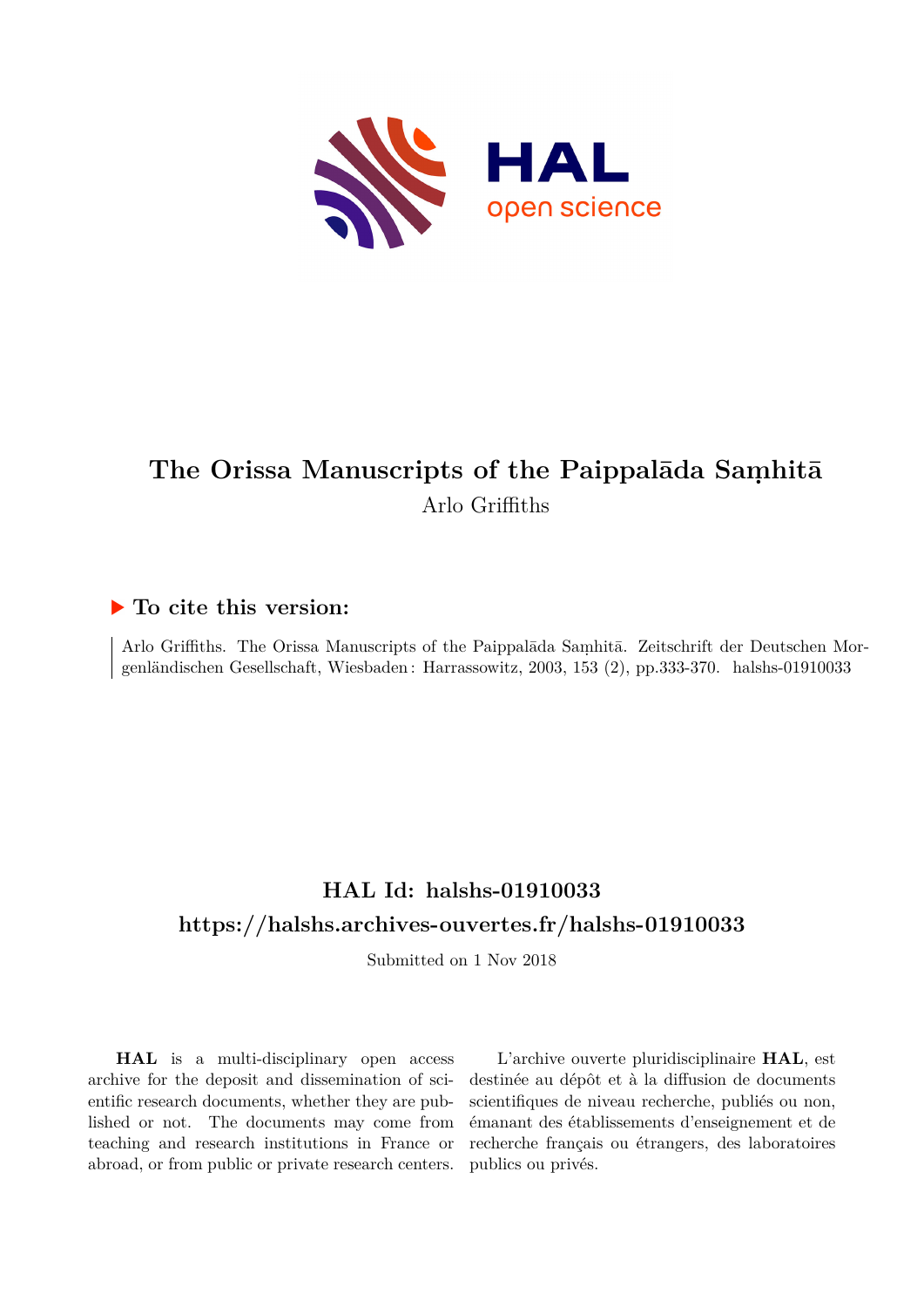# The Orissa Manuscripts of the Paippalāda Saṃhitā

Arlo Griffiths

### ▶ To cite this version:

Arlo Griffiths. The Orissa Manuscripts of the Paippalāda Saṃhitā. Zeitschrift der Deutschen Morgenländischen Gesellschaft, Wiesbaden : Harrassowitz, 2003, 153 (2), pp.333-370. halshs-01910033

## HAL Id: halshs-01910033

## https://halshs.archives-ouvertes.fr/halshs-01910033

Submitted on 1 Nov 2018

**HAL** is a multi-disciplinary open access archive for the deposit and dissemination of scientific research documents, whether they are published or not. The documents may come from teaching and research institutions in France or abroad, or from public or private research centers.

L'archive ouverte pluridisciplinaire **HAL**, est destinée au dépôt et à la diffusion de documents scientifiques de niveau recherche, publiés ou non, émanant des établissements d'enseignement et de recherche français ou étrangers, des laboratoires publics ou privés.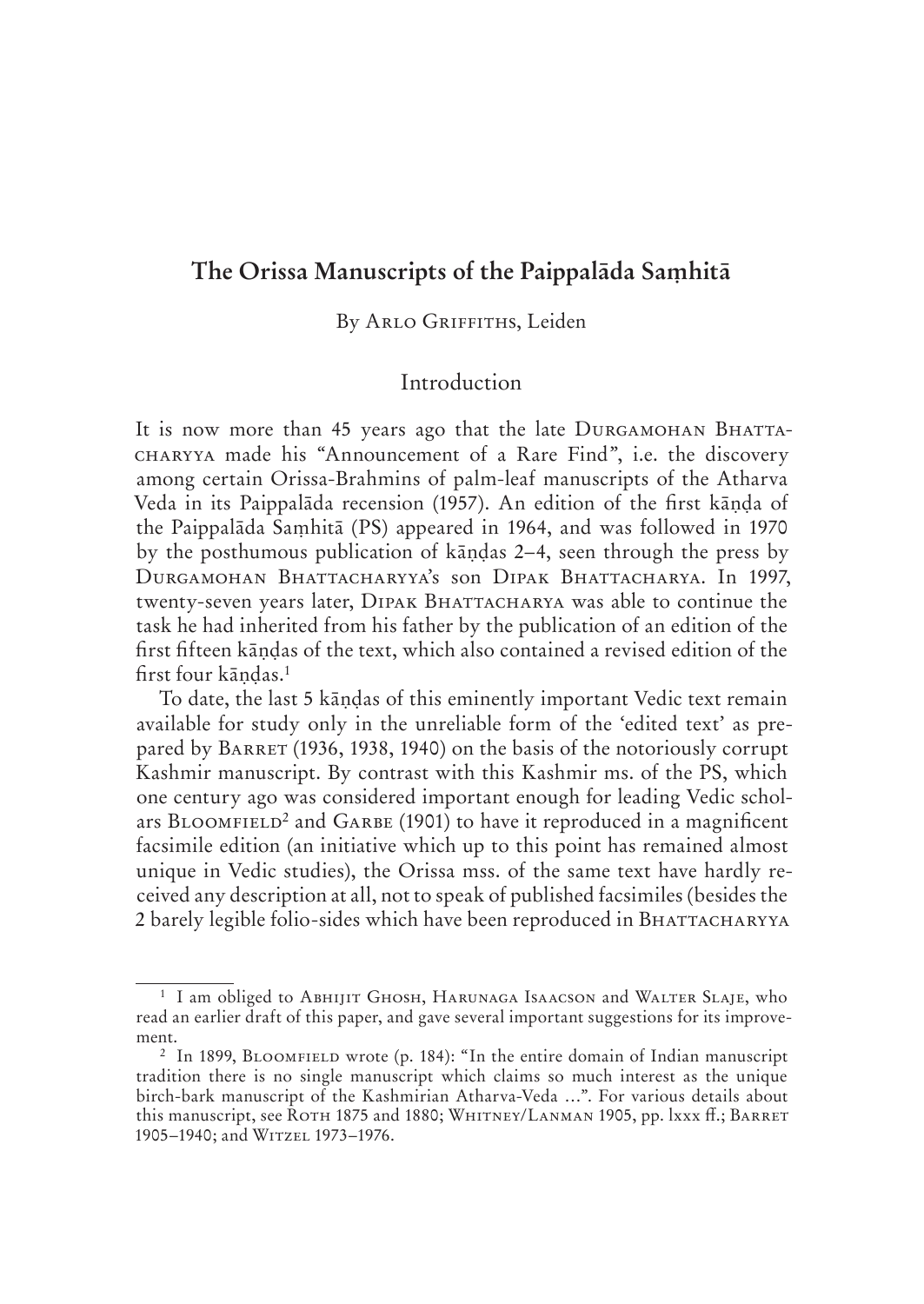# The Orissa Manuscripts of the Paippalāda Saṃhitā

By Arlo Griffiths, Leiden

## Introduction

It is now more than 45 years ago that the late Durgamohan Bhattacharyya made his "Announcement of a Rare Find", i.e. the discovery among certain Orissa-Brahmins of palm-leaf manuscripts of the Atharva Veda in its Paippalāda recension (1957). An edition of the first kāṇḍa of the Paippalāda Saṃhitā (PS) appeared in 1964, and was followed in 1970 by the posthumous publication of kāṇḍas 2–4, seen through the press by Durgamohan Bhattacharyya's son Dipak Bhattacharya. In 1997, twenty-seven years later, Dipak Bhattacharya was able to continue the task he had inherited from his father by the publication of an edition of the first fifteen kāṇḍas of the text, which also contained a revised edition of the first four kāṇḍas.[1]

To date, the last 5 kāṇḍas of this eminently important Vedic text remain available for study only in the unreliable form of the 'edited text' as prepared by Barret (1936, 1938, 1940) on the basis of the notoriously corrupt Kashmir manuscript. By contrast with this Kashmir ms. of the PS, which one century ago was considered important enough for leading Vedic scholars Bloomfield[2] and Garbe (1901) to have it reproduced in a magnificent facsimile edition (an initiative which up to this point has remained almost unique in Vedic studies), the Orissa mss. of the same text have hardly received any description at all, not to speak of published facsimiles (besides the 2 barely legible folio-sides which have been reproduced in Bhattacharyya

---

[1] I am obliged to Abhijit Ghosh, Harunaga Isaacson and Walter Slaje, who read an earlier draft of this paper, and gave several important suggestions for its improvement.

[2] In 1899, Bloomfield wrote (p. 184): "In the entire domain of Indian manuscript tradition there is no single manuscript which claims so much interest as the unique birch-bark manuscript of the Kashmirian Atharva-Veda …". For various details about this manuscript, see Roth 1875 and 1880; Whitney/Lanman 1905, pp. lxxx ff.; Barret 1905–1940; and Witzel 1973–1976.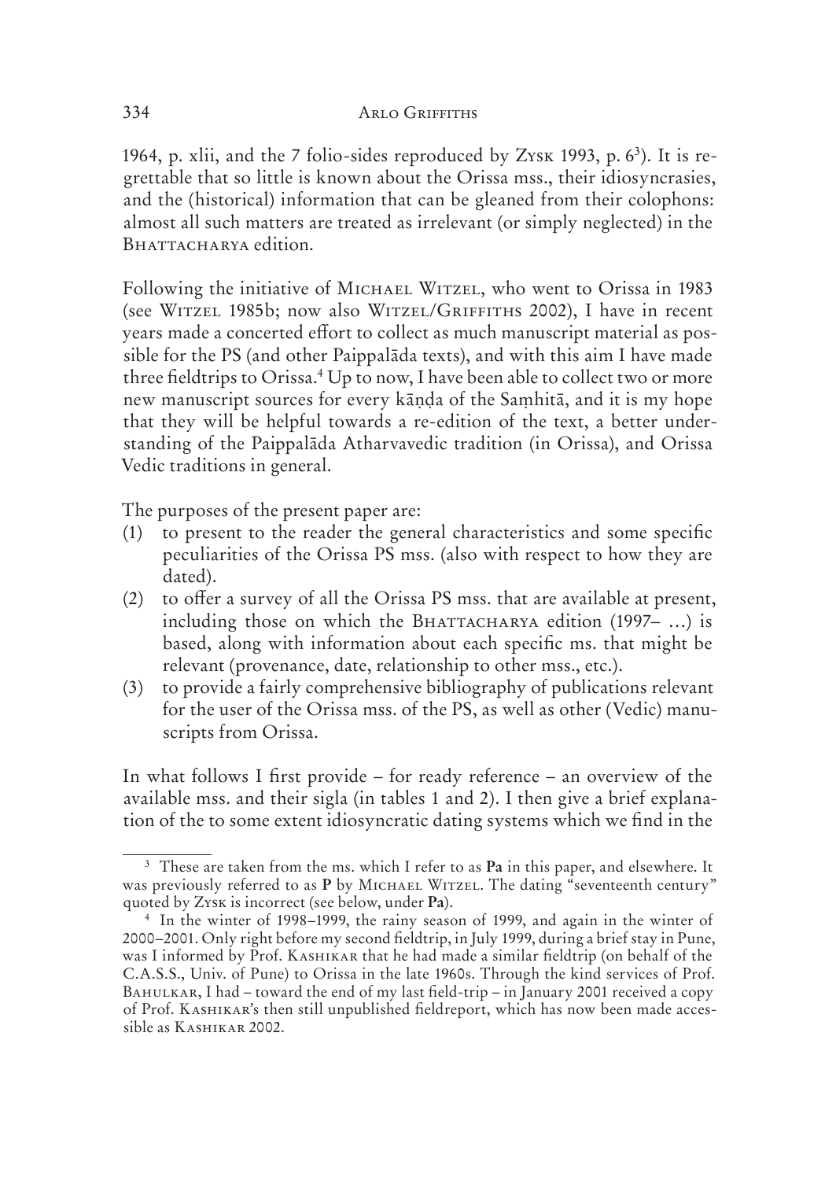1964, p. xlii, and the 7 folio-sides reproduced by Zysk 1993, p. 6[3]). It is regrettable that so little is known about the Orissa mss., their idiosyncrasies, and the (historical) information that can be gleaned from their colophons: almost all such matters are treated as irrelevant (or simply neglected) in the Bhattacharya edition.

Following the initiative of Michael Witzel, who went to Orissa in 1983 (see Witzel 1985b; now also Witzel/Griffiths 2002), I have in recent years made a concerted effort to collect as much manuscript material as possible for the PS (and other Paippalāda texts), and with this aim I have made three fieldtrips to Orissa.[4] Up to now, I have been able to collect two or more new manuscript sources for every kāṇḍa of the Saṃhitā, and it is my hope that they will be helpful towards a re-edition of the text, a better understanding of the Paippalāda Atharvavedic tradition (in Orissa), and Orissa Vedic traditions in general.

The purposes of the present paper are:

(1) to present to the reader the general characteristics and some specific peculiarities of the Orissa PS mss. (also with respect to how they are dated).
(2) to offer a survey of all the Orissa PS mss. that are available at present, including those on which the Bhattacharya edition (1997– …) is based, along with information about each specific ms. that might be relevant (provenance, date, relationship to other mss., etc.).
(3) to provide a fairly comprehensive bibliography of publications relevant for the user of the Orissa mss. of the PS, as well as other (Vedic) manuscripts from Orissa.

In what follows I first provide – for ready reference – an overview of the available mss. and their sigla (in tables 1 and 2). I then give a brief explanation of the to some extent idiosyncratic dating systems which we find in the

---

[3] These are taken from the ms. which I refer to as **Pa** in this paper, and elsewhere. It was previously referred to as **P** by Michael Witzel. The dating "seventeenth century" quoted by Zysk is incorrect (see below, under **Pa**).

[4] In the winter of 1998–1999, the rainy season of 1999, and again in the winter of 2000–2001. Only right before my second fieldtrip, in July 1999, during a brief stay in Pune, was I informed by Prof. Kashikar that he had made a similar fieldtrip (on behalf of the C.A.S.S., Univ. of Pune) to Orissa in the late 1960s. Through the kind services of Prof. Bahulkar, I had – toward the end of my last field-trip – in January 2001 received a copy of Prof. Kashikar's then still unpublished fieldreport, which has now been made accessible as Kashikar 2002.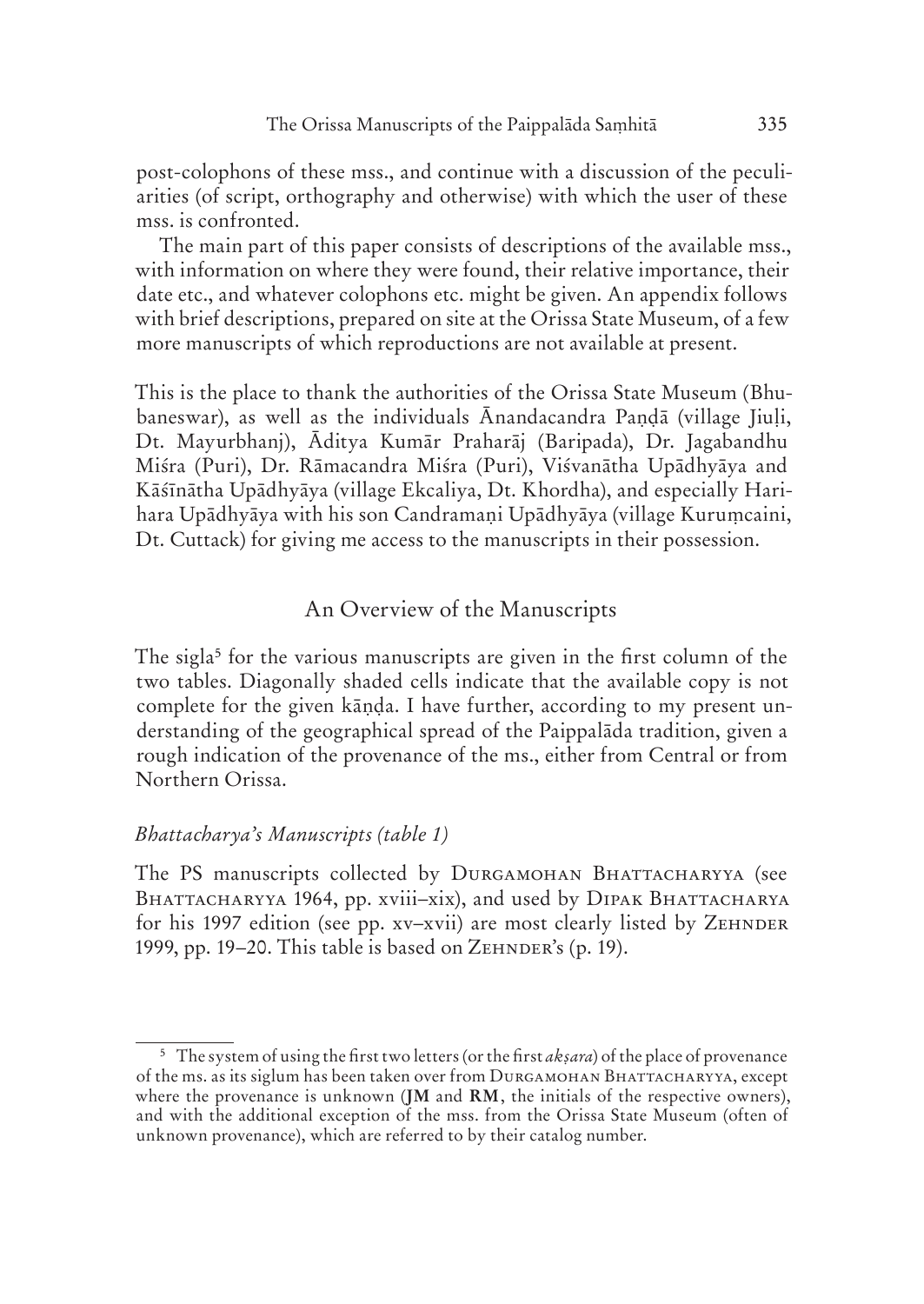post-colophons of these mss., and continue with a discussion of the peculiarities (of script, orthography and otherwise) with which the user of these mss. is confronted.

The main part of this paper consists of descriptions of the available mss., with information on where they were found, their relative importance, their date etc., and whatever colophons etc. might be given. An appendix follows with brief descriptions, prepared on site at the Orissa State Museum, of a few more manuscripts of which reproductions are not available at present.

This is the place to thank the authorities of the Orissa State Museum (Bhubaneswar), as well as the individuals Ānandacandra Paṇḍā (village Jiuḷi, Dt. Mayurbhanj), Āditya Kumār Praharāj (Baripada), Dr. Jagabandhu Miśra (Puri), Dr. Rāmacandra Miśra (Puri), Viśvanātha Upādhyāya and Kāśīnātha Upādhyāya (village Ekcaliya, Dt. Khordha), and especially Harihara Upādhyāya with his son Candramaṇi Upādhyāya (village Kuruṃcaini, Dt. Cuttack) for giving me access to the manuscripts in their possession.

## An Overview of the Manuscripts

The sigla[5] for the various manuscripts are given in the first column of the two tables. Diagonally shaded cells indicate that the available copy is not complete for the given kāṇḍa. I have further, according to my present understanding of the geographical spread of the Paippalāda tradition, given a rough indication of the provenance of the ms., either from Central or from Northern Orissa.

### *Bhattacharya's Manuscripts (table 1)*

The PS manuscripts collected by Durgamohan Bhattacharyya (see Bhattacharyya 1964, pp. xviii–xix), and used by Dipak Bhattacharya for his 1997 edition (see pp. xv–xvii) are most clearly listed by Zehnder 1999, pp. 19–20. This table is based on Zehnder's (p. 19).

[5] The system of using the first two letters (or the first *akṣara*) of the place of provenance of the ms. as its siglum has been taken over from Durgamohan Bhattacharyya, except where the provenance is unknown (**JM** and **RM**, the initials of the respective owners), and with the additional exception of the mss. from the Orissa State Museum (often of unknown provenance), which are referred to by their catalog number.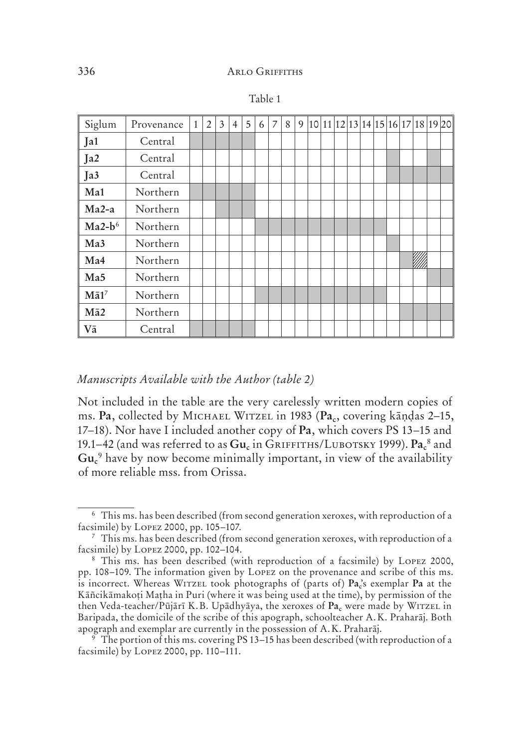Table 1

| Siglum | Provenance | 1 | 2 | 3 | 4 | 5 | 6 | 7 | 8 | 9 | 10 | 11 | 12 | 13 | 14 | 15 | 16 | 17 | 18 | 19 | 20 |
|---|---|---|---|---|---|---|---|---|---|---|---|---|---|---|---|---|---|---|---|---|---|
| **Ja1** | Central | ■ | ■ | ■ | ■ | ■ | | | | | | | | | | | | | | | |
| **Ja2** | Central | | | | | | | | | | | | | | | | ■ | | | ■ | |
| **Ja3** | Central | | | | | | | | | | | | | | | | ■ | ■ | ■ | ■ | ■ |
| **Ma1** | Northern | ■ | ■ | ■ | ■ | ■ | | | | | | | | | | | | | | | |
| **Ma2-a** | Northern | | | ■ | ■ | ■ | | | | | | | | | | | | | | | |
| **Ma2-b**[6] | Northern | | | | | | ■ | ■ | ■ | ■ | ■ | ■ | ■ | ■ | ■ | ■ | | | | | |
| **Ma3** | Northern | | | | | | | | | | | | | | | | ■ | | | | |
| **Ma4** | Northern | | | | | | | | | | | | | | | | | | ▨ | | |
| **Ma5** | Northern | | | | | | | | | | | | | | | | | | | ■ | ■ |
| **Mā1**[7] | Northern | | | | | | ■ | ■ | ■ | ■ | ■ | ■ | ■ | ■ | ■ | ■ | | | | | |
| **Mā2** | Northern | | | | | | | | | | | | | | | | | ■ | ■ | ■ | ■ |
| **Vā** | Central | ■ | ■ | ■ | ■ | ■ | | | | | | | | | | | | | | | |

*Manuscripts Available with the Author (table 2)*

Not included in the table are the very carelessly written modern copies of ms. **Pa**, collected by Michael Witzel in 1983 (**Pa$_c$**, covering kāṇḍas 2–15, 17–18). Nor have I included another copy of **Pa**, which covers PS 13–15 and 19.1–42 (and was referred to as **Gu$_c$** in Griffiths/Lubotsky 1999). **Pa$_c$**[8] and **Gu$_c$**[9] have by now become minimally important, in view of the availability of more reliable mss. from Orissa.

---

[6] This ms. has been described (from second generation xeroxes, with reproduction of a facsimile) by Lopez 2000, pp. 105–107.

[7] This ms. has been described (from second generation xeroxes, with reproduction of a facsimile) by Lopez 2000, pp. 102–104.

[8] This ms. has been described (with reproduction of a facsimile) by Lopez 2000, pp. 108–109. The information given by Lopez on the provenance and scribe of this ms. is incorrect. Whereas Witzel took photographs of (parts of) **Pa$_c$**'s exemplar **Pa** at the Kāñcikāmakoṭi Maṭha in Puri (where it was being used at the time), by permission of the then Veda-teacher/Pūjārī K.B. Upādhyāya, the xeroxes of **Pa$_c$** were made by Witzel in Baripada, the domicile of the scribe of this apograph, schoolteacher A.K. Praharāj. Both apograph and exemplar are currently in the possession of A.K. Praharāj.

[9] The portion of this ms. covering PS 13–15 has been described (with reproduction of a facsimile) by Lopez 2000, pp. 110–111.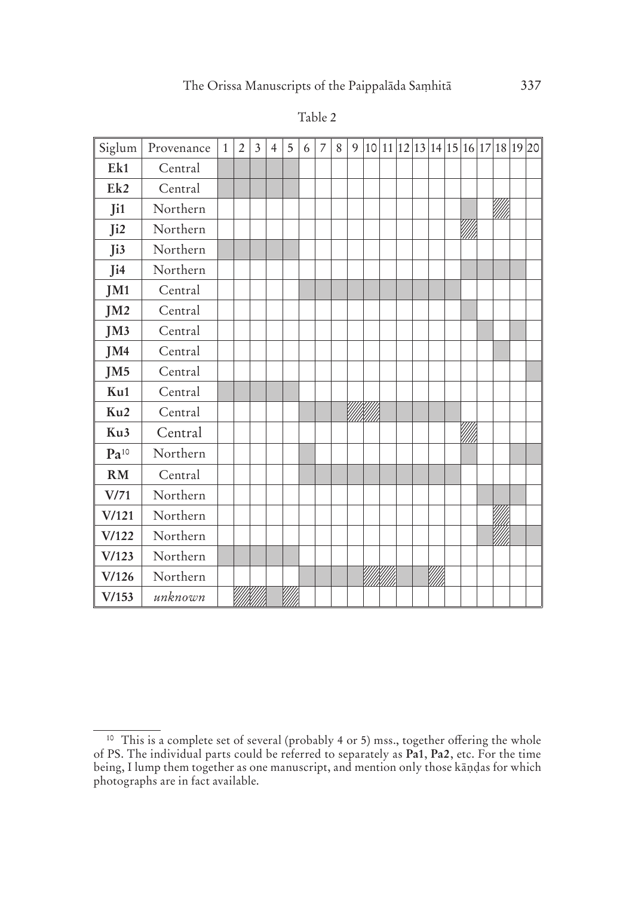Table 2

| Siglum | Provenance | 1 | 2 | 3 | 4 | 5 | 6 | 7 | 8 | 9 | 10 | 11 | 12 | 13 | 14 | 15 | 16 | 17 | 18 | 19 | 20 |
|---|---|---|---|---|---|---|---|---|---|---|---|---|---|---|---|---|---|---|---|---|---|
| **Ek1** | Central | ■ | ■ | ■ | ■ | ■ | | | | | | | | | | | | | | | |
| **Ek2** | Central | ■ | ■ | ■ | ■ | ■ | | | | | | | | | | | | | | | |
| **Ji1** | Northern | | | | | | | | | | | | | | | | ■ | | ▨ | | |
| **Ji2** | Northern | | | | | | | | | | | | | | | | ▨ | | | | |
| **Ji3** | Northern | ■ | ■ | ■ | ■ | ■ | | | | | | | | | | | | | | | |
| **Ji4** | Northern | | | | | | | | | | | | | | | | ■ | ■ | ■ | ■ | |
| **JM1** | Central | | | | | | ■ | ■ | ■ | ■ | ■ | ■ | ■ | ■ | ■ | ■ | | | | | |
| **JM2** | Central | | | | | | | | | | | | | | | | ■ | | | | |
| **JM3** | Central | | | | | | | | | | | | | | | | | ■ | | ■ | |
| **JM4** | Central | | | | | | | | | | | | | | | | | | ■ | | |
| **JM5** | Central | | | | | | | | | | | | | | | | | | | | ■ |
| **Ku1** | Central | ■ | ■ | ■ | ■ | ■ | | | | | | | | | | | | | | | |
| **Ku2** | Central | | | | | | ■ | ■ | | ▨ | ▨ | ■ | ■ | ■ | ■ | ■ | | | | | |
| **Ku3** | Central | | | | | | | | | | | | | | | | ▨ | | | | |
| **Pa**[10] | Northern | | | | | | ■ | | | | | | | | | | ■ | | | ■ | ■ |
| **RM** | Central | | | | | | ■ | ■ | ■ | ■ | ■ | ■ | ■ | ■ | ■ | ■ | | | | | |
| **V/71** | Northern | | | | | | | | | | | | | | | | | ■ | ■ | ■ | |
| **V/121** | Northern | | | | | | | | | | | | | | | | | | ▨ | | |
| **V/122** | Northern | | | | | | | | | | | | | | | | | ■ | ▨ | ■ | ■ |
| **V/123** | Northern | ■ | ■ | ■ | ■ | ■ | | | | | | | | | | | | | | | |
| **V/126** | Northern | | | | | | ■ | ■ | ■ | ■ | ▨ | ▨ | ■ | ■ | ▨ | | | | | | |
| **V/153** | *unknown* | | ▨ | ▨ | ■ | ▨ | | | | | | | | | | | | | | | |

[10] This is a complete set of several (probably 4 or 5) mss., together offering the whole of PS. The individual parts could be referred to separately as **Pa1**, **Pa2**, etc. For the time being, I lump them together as one manuscript, and mention only those kāṇḍas for which photographs are in fact available.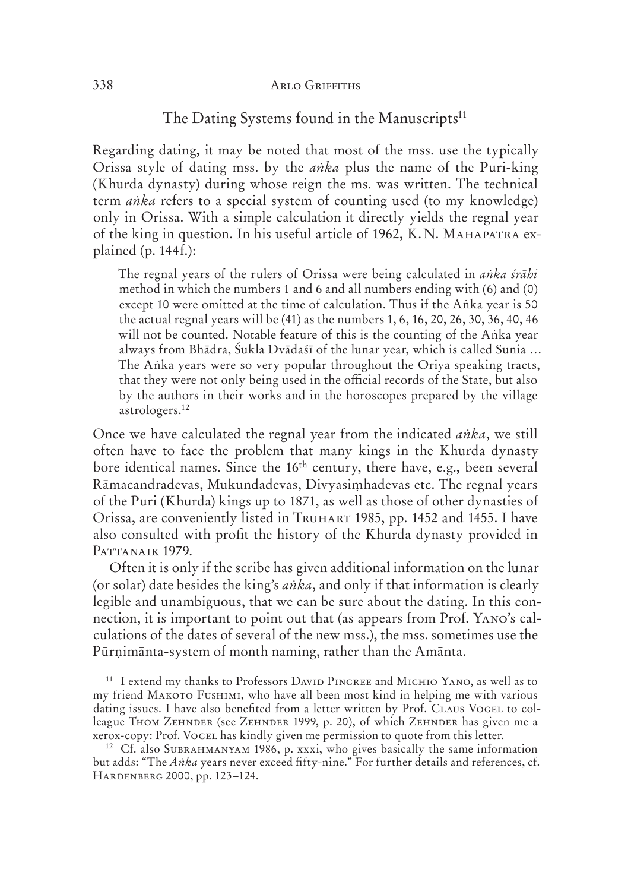## The Dating Systems found in the Manuscripts[11]

Regarding dating, it may be noted that most of the mss. use the typically Orissa style of dating mss. by the *aṅka* plus the name of the Puri-king (Khurda dynasty) during whose reign the ms. was written. The technical term *aṅka* refers to a special system of counting used (to my knowledge) only in Orissa. With a simple calculation it directly yields the regnal year of the king in question. In his useful article of 1962, K. N. Mahapatra explained (p. 144f.):

> The regnal years of the rulers of Orissa were being calculated in *aṅka śrāhi* method in which the numbers 1 and 6 and all numbers ending with (6) and (0) except 10 were omitted at the time of calculation. Thus if the Aṅka year is 50 the actual regnal years will be (41) as the numbers 1, 6, 16, 20, 26, 30, 36, 40, 46 will not be counted. Notable feature of this is the counting of the Aṅka year always from Bhādra, Śukla Dvādaśī of the lunar year, which is called Sunia … The Aṅka years were so very popular throughout the Oriya speaking tracts, that they were not only being used in the official records of the State, but also by the authors in their works and in the horoscopes prepared by the village astrologers.[12]

Once we have calculated the regnal year from the indicated *aṅka*, we still often have to face the problem that many kings in the Khurda dynasty bore identical names. Since the 16th century, there have, e.g., been several Rāmacandradevas, Mukundadevas, Divyasiṃhadevas etc. The regnal years of the Puri (Khurda) kings up to 1871, as well as those of other dynasties of Orissa, are conveniently listed in Truhart 1985, pp. 1452 and 1455. I have also consulted with profit the history of the Khurda dynasty provided in Pattanaik 1979.

Often it is only if the scribe has given additional information on the lunar (or solar) date besides the king's *aṅka*, and only if that information is clearly legible and unambiguous, that we can be sure about the dating. In this connection, it is important to point out that (as appears from Prof. Yano's calculations of the dates of several of the new mss.), the mss. sometimes use the Pūrṇimānta-system of month naming, rather than the Amānta.

---

[11] I extend my thanks to Professors David Pingree and Michio Yano, as well as to my friend Makoto Fushimi, who have all been most kind in helping me with various dating issues. I have also benefited from a letter written by Prof. Claus Vogel to colleague Thom Zehnder (see Zehnder 1999, p. 20), of which Zehnder has given me a xerox-copy: Prof. Vogel has kindly given me permission to quote from this letter.

[12] Cf. also Subrahmanyam 1986, p. xxxi, who gives basically the same information but adds: "The *Aṅka* years never exceed fifty-nine." For further details and references, cf. Hardenberg 2000, pp. 123–124.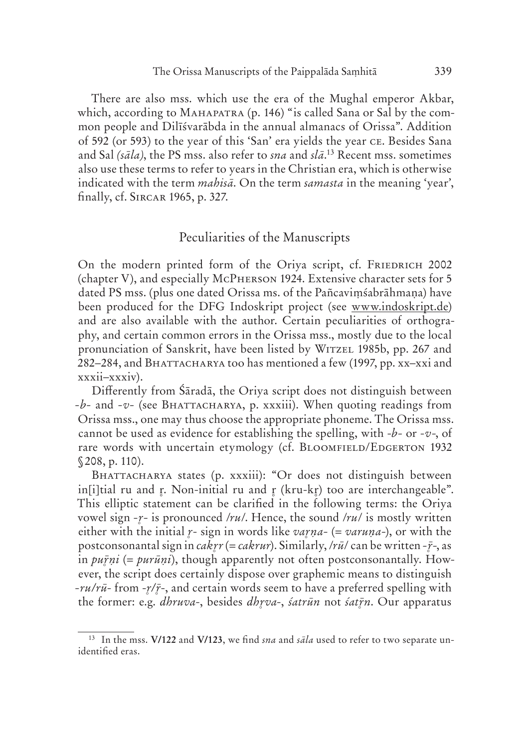There are also mss. which use the era of the Mughal emperor Akbar, which, according to MAHAPATRA (p. 146) "is called Sana or Sal by the common people and Dilīśvarābda in the annual almanacs of Orissa". Addition of 592 (or 593) to the year of this 'San' era yields the year CE. Besides Sana and Sal *(sāla)*, the PS mss. also refer to *sna* and *slā*.[13] Recent mss. sometimes also use these terms to refer to years in the Christian era, which is otherwise indicated with the term *mahisā*. On the term *samasta* in the meaning 'year', finally, cf. SIRCAR 1965, p. 327.

## Peculiarities of the Manuscripts

On the modern printed form of the Oriya script, cf. FRIEDRICH 2002 (chapter V), and especially MCPHERSON 1924. Extensive character sets for 5 dated PS mss. (plus one dated Orissa ms. of the Pañcaviṃśabrāhmaṇa) have been produced for the DFG Indoskript project (see www.indoskript.de) and are also available with the author. Certain peculiarities of orthography, and certain common errors in the Orissa mss., mostly due to the local pronunciation of Sanskrit, have been listed by WITZEL 1985b, pp. 267 and 282–284, and BHATTACHARYA too has mentioned a few (1997, pp. xx–xxi and xxxii–xxxiv).

Differently from Śāradā, the Oriya script does not distinguish between *-b-* and *-v-* (see BHATTACHARYA, p. xxxiii). When quoting readings from Orissa mss., one may thus choose the appropriate phoneme. The Orissa mss. cannot be used as evidence for establishing the spelling, with *-b-* or *-v-*, of rare words with uncertain etymology (cf. BLOOMFIELD/EDGERTON 1932 §208, p. 110).

BHATTACHARYA states (p. xxxiii): "Or does not distinguish between in[i]tial ru and r̥. Non-initial ru and r̥ (kru-kr̥) too are interchangeable". This elliptic statement can be clarified in the following terms: the Oriya vowel sign *-r̥-* is pronounced /ru/. Hence, the sound /ru/ is mostly written either with the initial *r̥-* sign in words like *var̥ṇa-* (= *varuṇa-*), or with the postconsonantal sign in *cakr̥r* (= *cakrur*). Similarly, /rū/ can be written *-r̥̄-*, as in *pur̥̄ṇi* (= *purūṇi*), though apparently not often postconsonantally. However, the script does certainly dispose over graphemic means to distinguish *-ru/rū-* from *-r̥/r̥̄-*, and certain words seem to have a preferred spelling with the former: e.g. *dhruva-*, besides *dhr̥va-*, *śatrūn* not *śatr̥̄n*. Our apparatus

[13] In the mss. **V/122** and **V/123**, we find *sna* and *sāla* used to refer to two separate unidentified eras.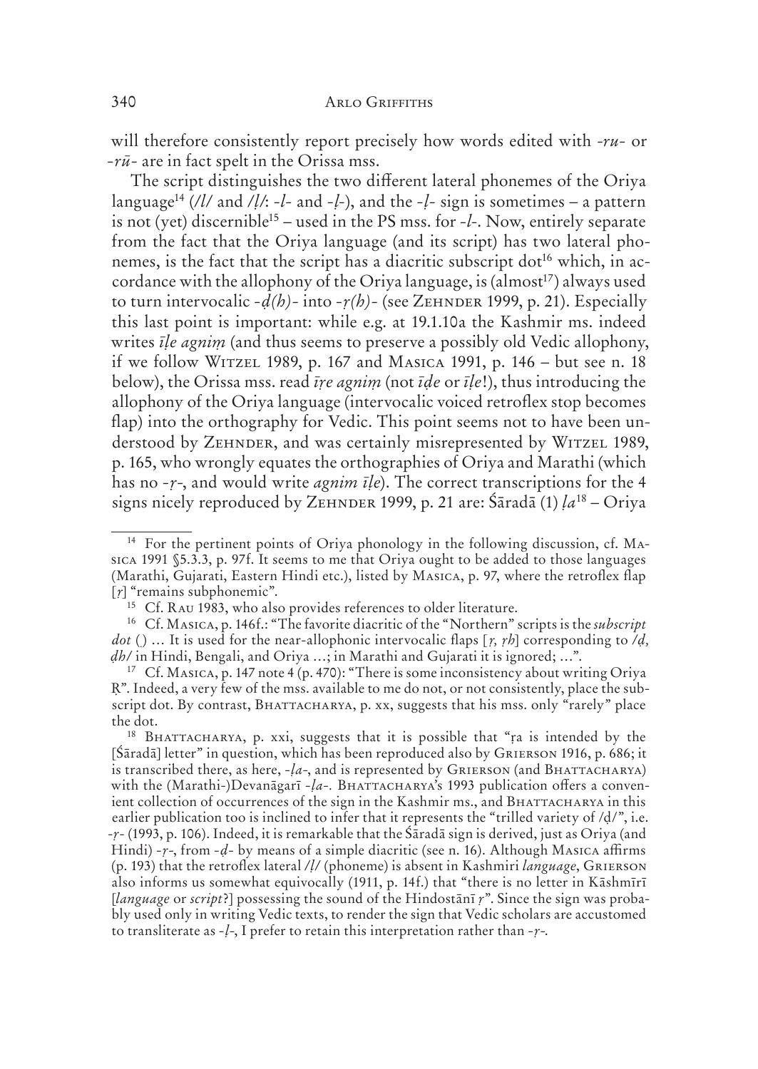will therefore consistently report precisely how words edited with *-ru-* or *-rū-* are in fact spelt in the Orissa mss.

The script distinguishes the two different lateral phonemes of the Oriya language[14] (/l/ and /ḷ/: *-l-* and *-ḷ-*), and the *-ḷ-* sign is sometimes – a pattern is not (yet) discernible[15] – used in the PS mss. for *-l-*. Now, entirely separate from the fact that the Oriya language (and its script) has two lateral phonemes, is the fact that the script has a diacritic subscript dot[16] which, in accordance with the allophony of the Oriya language, is (almost[17]) always used to turn intervocalic *-ḍ(h)-* into *-ṛ(h)-* (see Zehnder 1999, p. 21). Especially this last point is important: while e.g. at 19.1.10a the Kashmir ms. indeed writes *īḷe agniṃ* (and thus seems to preserve a possibly old Vedic allophony, if we follow Witzel 1989, p. 167 and Masica 1991, p. 146 – but see n. 18 below), the Orissa mss. read *īṛe agniṃ* (not *īḍe* or *īḷe*!), thus introducing the allophony of the Oriya language (intervocalic voiced retroflex stop becomes flap) into the orthography for Vedic. This point seems not to have been understood by Zehnder, and was certainly misrepresented by Witzel 1989, p. 165, who wrongly equates the orthographies of Oriya and Marathi (which has no *-ṛ-*, and would write *agnim īḷe*). The correct transcriptions for the 4 signs nicely reproduced by Zehnder 1999, p. 21 are: Śāradā (1) *ḷa*[18] – Oriya

---

[14] For the pertinent points of Oriya phonology in the following discussion, cf. Masica 1991 §5.3.3, p. 97f. It seems to me that Oriya ought to be added to those languages (Marathi, Gujarati, Eastern Hindi etc.), listed by Masica, p. 97, where the retroflex flap [ṛ] "remains subphonemic".

[15] Cf. Rau 1983, who also provides references to older literature.

[16] Cf. Masica, p. 146f.: "The favorite diacritic of the "Northern" scripts is the *subscript dot* (.) … It is used for the near-allophonic intervocalic flaps [*ṛ, ṛh*] corresponding to */ḍ, ḍh/* in Hindi, Bengali, and Oriya …; in Marathi and Gujarati it is ignored; …".

[17] Cf. Masica, p. 147 note 4 (p. 470): "There is some inconsistency about writing Oriya Ṛ". Indeed, a very few of the mss. available to me do not, or not consistently, place the subscript dot. By contrast, Bhattacharya, p. xx, suggests that his mss. only "rarely" place the dot.

[18] Bhattacharya, p. xxi, suggests that it is possible that "ṛa is intended by the [Śāradā] letter" in question, which has been reproduced also by Grierson 1916, p. 686; it is transcribed there, as here, *-ḷa-*, and is represented by Grierson (and Bhattacharya) with the (Marathi-)Devanāgarī *-ḷa-*. Bhattacharya's 1993 publication offers a convenient collection of occurrences of the sign in the Kashmir ms., and Bhattacharya in this earlier publication too is inclined to infer that it represents the "trilled variety of /ḍ/", i.e. *-ṛ-* (1993, p. 106). Indeed, it is remarkable that the Śāradā sign is derived, just as Oriya (and Hindi) *-ṛ-*, from *-ḍ-* by means of a simple diacritic (see n. 16). Although Masica affirms (p. 193) that the retroflex lateral /ḷ/ (phoneme) is absent in Kashmiri *language*, Grierson also informs us somewhat equivocally (1911, p. 14f.) that "there is no letter in Kāshmīrī [*language* or *script*?] possessing the sound of the Hindostānī *ṛ*". Since the sign was probably used only in writing Vedic texts, to render the sign that Vedic scholars are accustomed to transliterate as *-ḷ-*, I prefer to retain this interpretation rather than *-ṛ-*.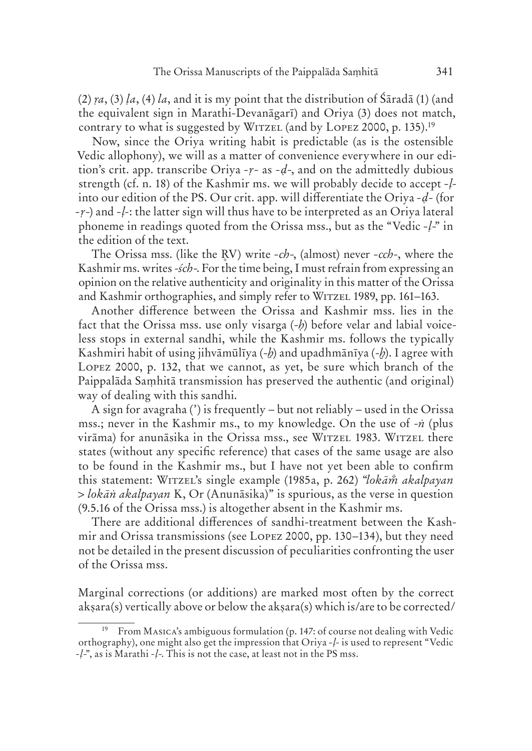(2) *ṛa*, (3) *ḷa*, (4) *la*, and it is my point that the distribution of Śāradā (1) (and the equivalent sign in Marathi-Devanāgarī) and Oriya (3) does not match, contrary to what is suggested by WITZEL (and by LOPEZ 2000, p. 135).[19]

Now, since the Oriya writing habit is predictable (as is the ostensible Vedic allophony), we will as a matter of convenience everywhere in our edition's crit. app. transcribe Oriya *-ṛ-* as *-ḍ-*, and on the admittedly dubious strength (cf. n. 18) of the Kashmir ms. we will probably decide to accept *-ḷ-* into our edition of the PS. Our crit. app. will differentiate the Oriya *-ḍ-* (for *-ṛ-*) and *-ḷ-*: the latter sign will thus have to be interpreted as an Oriya lateral phoneme in readings quoted from the Orissa mss., but as the "Vedic *-ḷ-*" in the edition of the text.

The Orissa mss. (like the R̥V) write *-ch-*, (almost) never *-cch-*, where the Kashmir ms. writes *-śch-*. For the time being, I must refrain from expressing an opinion on the relative authenticity and originality in this matter of the Orissa and Kashmir orthographies, and simply refer to WITZEL 1989, pp. 161–163.

Another difference between the Orissa and Kashmir mss. lies in the fact that the Orissa mss. use only visarga (*-ḥ*) before velar and labial voiceless stops in external sandhi, while the Kashmir ms. follows the typically Kashmiri habit of using jihvāmūlīya (*-ẖ*) and upadhmānīya (*-ḫ*). I agree with LOPEZ 2000, p. 132, that we cannot, as yet, be sure which branch of the Paippalāda Saṃhitā transmission has preserved the authentic (and original) way of dealing with this sandhi.

A sign for avagraha (') is frequently – but not reliably – used in the Orissa mss.; never in the Kashmir ms., to my knowledge. On the use of *-ṅ* (plus virāma) for anunāsika in the Orissa mss., see WITZEL 1983. WITZEL there states (without any specific reference) that cases of the same usage are also to be found in the Kashmir ms., but I have not yet been able to confirm this statement: WITZEL's single example (1985a, p. 262) *"lokām̐ akalpayan > lokāṅ akalpayan* K, Or (Anunāsika)" is spurious, as the verse in question (9.5.16 of the Orissa mss.) is altogether absent in the Kashmir ms.

There are additional differences of sandhi-treatment between the Kashmir and Orissa transmissions (see LOPEZ 2000, pp. 130–134), but they need not be detailed in the present discussion of peculiarities confronting the user of the Orissa mss.

Marginal corrections (or additions) are marked most often by the correct akṣara(s) vertically above or below the akṣara(s) which is/are to be corrected/

---

[19] From MASICA's ambiguous formulation (p. 147: of course not dealing with Vedic orthography), one might also get the impression that Oriya *-ḷ-* is used to represent "Vedic *-ḷ-*", as is Marathi *-ḷ-*. This is not the case, at least not in the PS mss.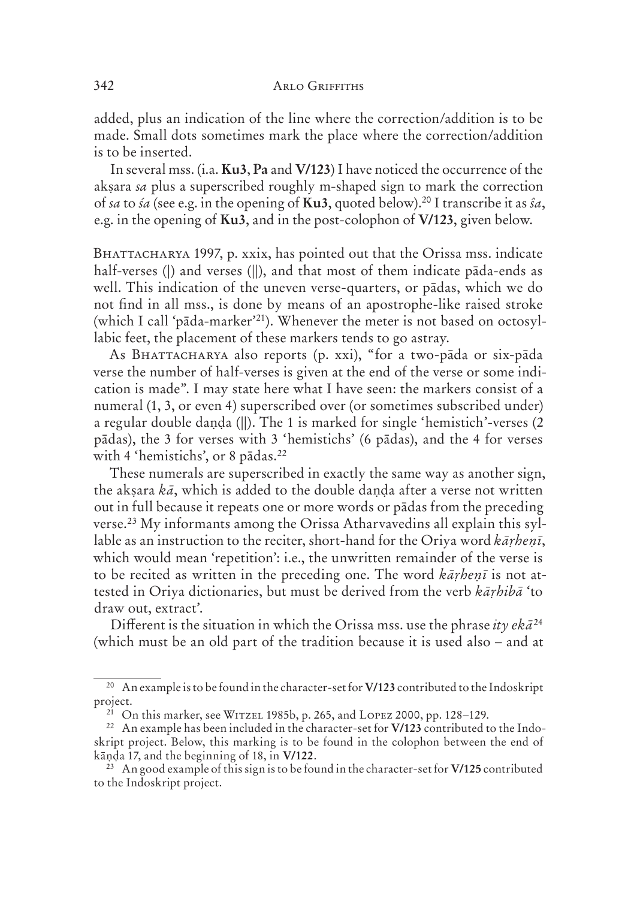added, plus an indication of the line where the correction/addition is to be made. Small dots sometimes mark the place where the correction/addition is to be inserted.

In several mss. (i.a. **Ku3**, **Pa** and **V/123**) I have noticed the occurrence of the akṣara *sa* plus a superscribed roughly m-shaped sign to mark the correction of *sa* to *śa* (see e.g. in the opening of **Ku3**, quoted below).[20] I transcribe it as *ŝa*, e.g. in the opening of **Ku3**, and in the post-colophon of **V/123**, given below.

Bhattacharya 1997, p. xxix, has pointed out that the Orissa mss. indicate half-verses (|) and verses (||), and that most of them indicate pāda-ends as well. This indication of the uneven verse-quarters, or pādas, which we do not find in all mss., is done by means of an apostrophe-like raised stroke (which I call 'pāda-marker'[21]). Whenever the meter is not based on octosyllabic feet, the placement of these markers tends to go astray.

As Bhattacharya also reports (p. xxi), "for a two-pāda or six-pāda verse the number of half-verses is given at the end of the verse or some indication is made". I may state here what I have seen: the markers consist of a numeral (1, 3, or even 4) superscribed over (or sometimes subscribed under) a regular double daṇḍa (||). The 1 is marked for single 'hemistich'-verses (2 pādas), the 3 for verses with 3 'hemistichs' (6 pādas), and the 4 for verses with 4 'hemistichs', or 8 pādas.[22]

These numerals are superscribed in exactly the same way as another sign, the akṣara *kā*, which is added to the double daṇḍa after a verse not written out in full because it repeats one or more words or pādas from the preceding verse.[23] My informants among the Orissa Atharvavedins all explain this syllable as an instruction to the reciter, short-hand for the Oriya word *kāṛheṇī*, which would mean 'repetition': i.e., the unwritten remainder of the verse is to be recited as written in the preceding one. The word *kāṛheṇī* is not attested in Oriya dictionaries, but must be derived from the verb *kāṛhibā* 'to draw out, extract'.

Different is the situation in which the Orissa mss. use the phrase *ity ekā*[24] (which must be an old part of the tradition because it is used also – and at

---

[20] An example is to be found in the character-set for **V/123** contributed to the Indoskript project.

[21] On this marker, see Witzel 1985b, p. 265, and Lopez 2000, pp. 128–129.

[22] An example has been included in the character-set for **V/123** contributed to the Indoskript project. Below, this marking is to be found in the colophon between the end of kāṇḍa 17, and the beginning of 18, in **V/122**.

[23] An good example of this sign is to be found in the character-set for **V/125** contributed to the Indoskript project.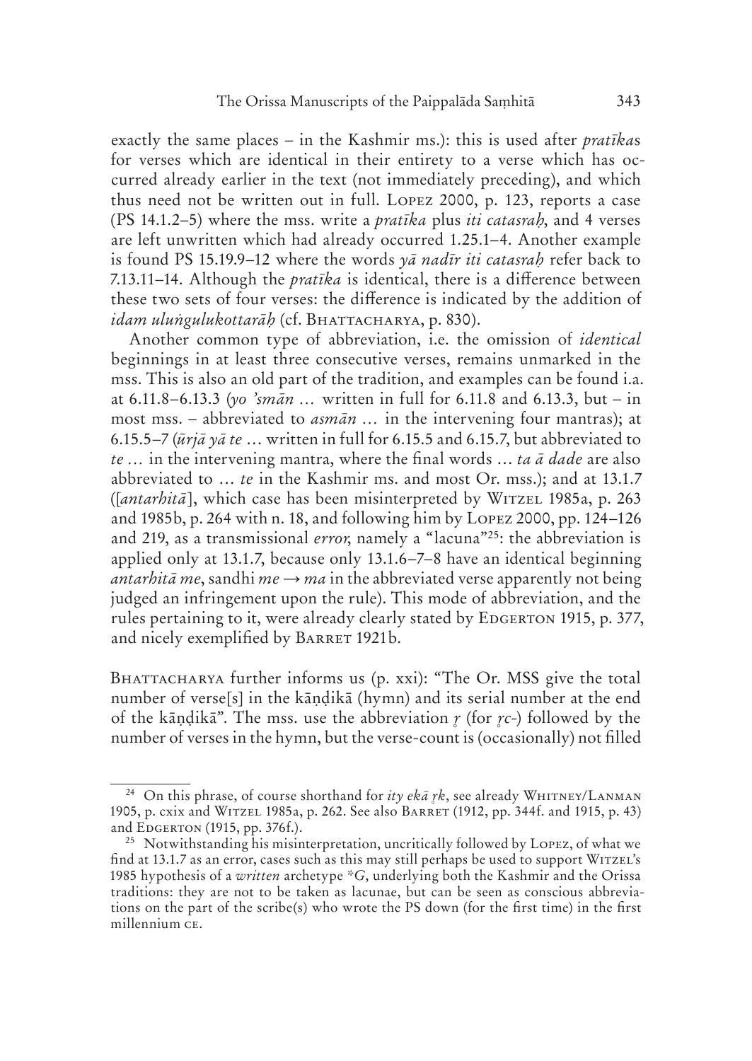exactly the same places – in the Kashmir ms.): this is used after *pratīka*s for verses which are identical in their entirety to a verse which has occurred already earlier in the text (not immediately preceding), and which thus need not be written out in full. Lopez 2000, p. 123, reports a case (PS 14.1.2–5) where the mss. write a *pratīka* plus *iti catasraḥ*, and 4 verses are left unwritten which had already occurred 1.25.1–4. Another example is found PS 15.19.9–12 where the words *yā nadīr iti catasraḥ* refer back to 7.13.11–14. Although the *pratīka* is identical, there is a difference between these two sets of four verses: the difference is indicated by the addition of *idam uluṅgulukottarāḥ* (cf. Bhattacharya, p. 830).

Another common type of abbreviation, i.e. the omission of *identical* beginnings in at least three consecutive verses, remains unmarked in the mss. This is also an old part of the tradition, and examples can be found i.a. at 6.11.8–6.13.3 (*yo 'smān …* written in full for 6.11.8 and 6.13.3, but – in most mss. – abbreviated to *asmān …* in the intervening four mantras); at 6.15.5–7 (*ūrjā yā te …* written in full for 6.15.5 and 6.15.7, but abbreviated to *te …* in the intervening mantra, where the final words … *ta ā dade* are also abbreviated to … *te* in the Kashmir ms. and most Or. mss.); and at 13.1.7 ([*antarhitā*], which case has been misinterpreted by Witzel 1985a, p. 263 and 1985b, p. 264 with n. 18, and following him by Lopez 2000, pp. 124–126 and 219, as a transmissional *error*, namely a "lacuna"[25]: the abbreviation is applied only at 13.1.7, because only 13.1.6–7–8 have an identical beginning *antarhitā me*, sandhi *me* → *ma* in the abbreviated verse apparently not being judged an infringement upon the rule). This mode of abbreviation, and the rules pertaining to it, were already clearly stated by Edgerton 1915, p. 377, and nicely exemplified by Barret 1921b.

Bhattacharya further informs us (p. xxi): "The Or. MSS give the total number of verse[s] in the kāṇḍikā (hymn) and its serial number at the end of the kāṇḍikā". The mss. use the abbreviation *r̥* (for *r̥c*-) followed by the number of verses in the hymn, but the verse-count is (occasionally) not filled

---

[24] On this phrase, of course shorthand for *ity ekā r̥k*, see already Whitney/Lanman 1905, p. cxix and Witzel 1985a, p. 262. See also Barret (1912, pp. 344f. and 1915, p. 43) and Edgerton (1915, pp. 376f.).

[25] Notwithstanding his misinterpretation, uncritically followed by Lopez, of what we find at 13.1.7 as an error, cases such as this may still perhaps be used to support Witzel's 1985 hypothesis of a *written* archetype *\*G*, underlying both the Kashmir and the Orissa traditions: they are not to be taken as lacunae, but can be seen as conscious abbreviations on the part of the scribe(s) who wrote the PS down (for the first time) in the first millennium CE.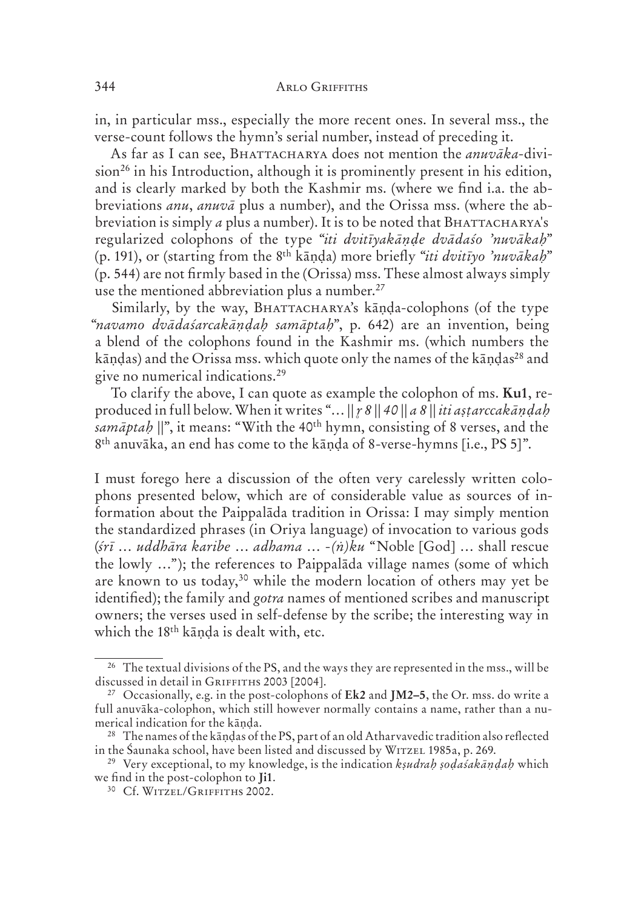in, in particular mss., especially the more recent ones. In several mss., the verse-count follows the hymn's serial number, instead of preceding it.

As far as I can see, BHATTACHARYA does not mention the *anuvāka*-division[26] in his Introduction, although it is prominently present in his edition, and is clearly marked by both the Kashmir ms. (where we find i.a. the abbreviations *anu*, *anuvā* plus a number), and the Orissa mss. (where the abbreviation is simply *a* plus a number). It is to be noted that BHATTACHARYA's regularized colophons of the type *"iti dvitīyakāṇḍe dvādaśo 'nuvākaḥ"* (p. 191), or (starting from the 8th kāṇḍa) more briefly *"iti dvitīyo 'nuvākaḥ"* (p. 544) are not firmly based in the (Orissa) mss. These almost always simply use the mentioned abbreviation plus a number.[27]

Similarly, by the way, BHATTACHARYA's kāṇḍa-colophons (of the type *"navamo dvādaśarcakāṇḍaḥ samāptaḥ"*, p. 642) are an invention, being a blend of the colophons found in the Kashmir ms. (which numbers the kāṇḍas) and the Orissa mss. which quote only the names of the kāṇḍas[28] and give no numerical indications.[29]

To clarify the above, I can quote as example the colophon of ms. **Ku1**, reproduced in full below. When it writes "… *|| r̥ 8 || 40 || a 8 || iti aṣṭarccakāṇḍaḥ samāptaḥ ||*", it means: "With the 40th hymn, consisting of 8 verses, and the 8th anuvāka, an end has come to the kāṇḍa of 8-verse-hymns [i.e., PS 5]".

I must forego here a discussion of the often very carelessly written colophons presented below, which are of considerable value as sources of information about the Paippalāda tradition in Orissa: I may simply mention the standardized phrases (in Oriya language) of invocation to various gods (*śrī … uddhāra karibe … adhama … -(ṅ)ku* "Noble [God] … shall rescue the lowly …"); the references to Paippalāda village names (some of which are known to us today,[30] while the modern location of others may yet be identified); the family and *gotra* names of mentioned scribes and manuscript owners; the verses used in self-defense by the scribe; the interesting way in which the 18th kāṇḍa is dealt with, etc.

---

[26] The textual divisions of the PS, and the ways they are represented in the mss., will be discussed in detail in GRIFFITHS 2003 [2004].

[27] Occasionally, e.g. in the post-colophons of **Ek2** and **JM2–5**, the Or. mss. do write a full anuvāka-colophon, which still however normally contains a name, rather than a numerical indication for the kāṇḍa.

[28] The names of the kāṇḍas of the PS, part of an old Atharvavedic tradition also reflected in the Śaunaka school, have been listed and discussed by WITZEL 1985a, p. 269.

[29] Very exceptional, to my knowledge, is the indication *kṣudraḥ ṣoḍaśakāṇḍaḥ* which we find in the post-colophon to **Ji1**.

[30] Cf. WITZEL/GRIFFITHS 2002.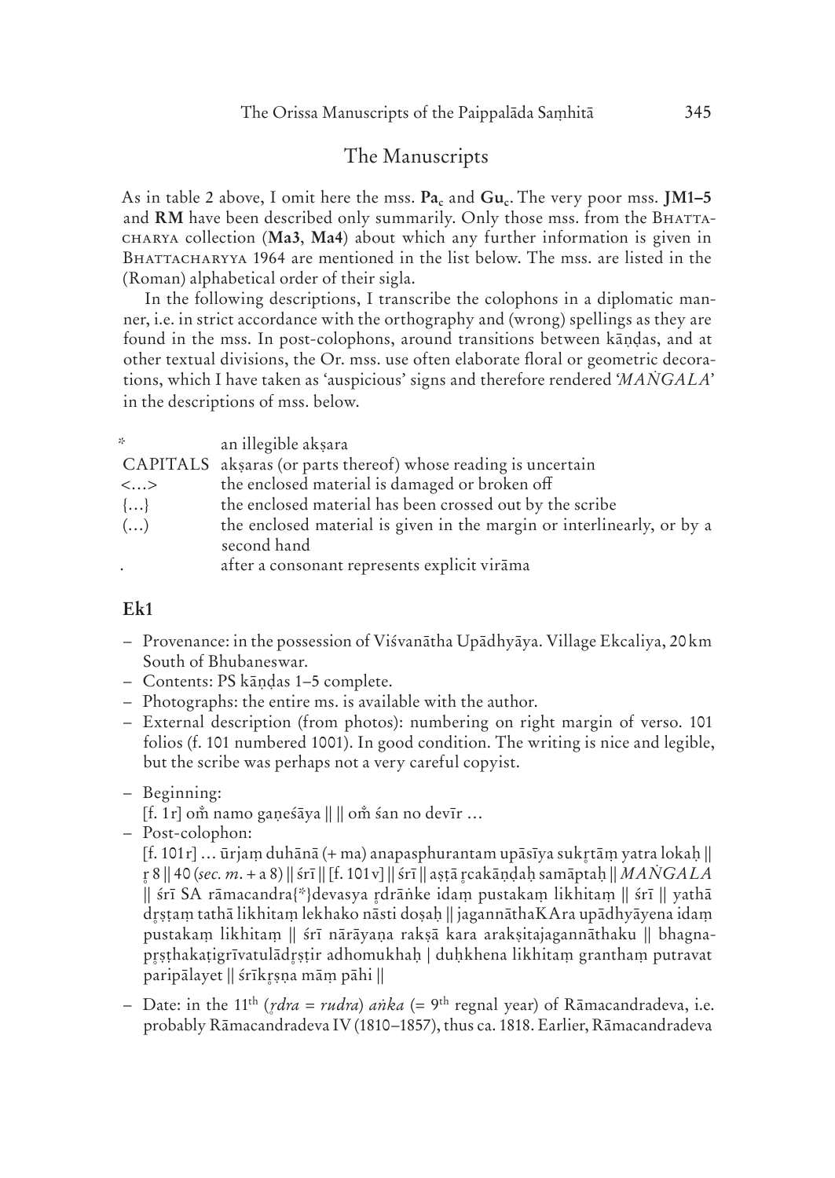## The Manuscripts

As in table 2 above, I omit here the mss. **Pa**$_c$ and **Gu**$_c$. The very poor mss. **JM1–5** and **RM** have been described only summarily. Only those mss. from the Bhattacharya collection (**Ma3**, **Ma4**) about which any further information is given in Bhattacharyya 1964 are mentioned in the list below. The mss. are listed in the (Roman) alphabetical order of their sigla.

In the following descriptions, I transcribe the colophons in a diplomatic manner, i.e. in strict accordance with the orthography and (wrong) spellings as they are found in the mss. In post-colophons, around transitions between kāṇḍas, and at other textual divisions, the Or. mss. use often elaborate floral or geometric decorations, which I have taken as 'auspicious' signs and therefore rendered '*MAṄGALA*' in the descriptions of mss. below.

| | |
|---|---|
| * | an illegible akṣara |
| CAPITALS | akṣaras (or parts thereof) whose reading is uncertain |
| <…> | the enclosed material is damaged or broken off |
| {…} | the enclosed material has been crossed out by the scribe |
| (…) | the enclosed material is given in the margin or interlinearly, or by a second hand |
| . | after a consonant represents explicit virāma |

### Ek1

- Provenance: in the possession of Viśvanātha Upādhyāya. Village Ekcaliya, 20 km South of Bhubaneswar.
- Contents: PS kāṇḍas 1–5 complete.
- Photographs: the entire ms. is available with the author.
- External description (from photos): numbering on right margin of verso. 101 folios (f. 101 numbered 1001). In good condition. The writing is nice and legible, but the scribe was perhaps not a very careful copyist.
- Beginning:
  [f. 1r] oṁ namo gaṇeśāya || || oṁ śan no devīr …
- Post-colophon:
  [f. 101r] … ūrjaṃ duhānā (+ ma) anapasphurantam upāsīya sukr̥tāṃ yatra lokaḥ || r̥ 8 || 40 (*sec. m.* + a 8) || śrī || [f. 101v] || śrī || aṣṭā r̥cakāṇḍaḥ samāptaḥ || *MAṄGALA* || śrī SA rāmacandra{*}devasya r̥drāṅke idaṃ pustakaṃ likhitaṃ || śrī || yathā dr̥ṣṭaṃ tathā likhitaṃ lekhako nāsti doṣaḥ || jagannāthaKAra upādhyāyena idaṃ pustakaṃ likhitaṃ || śrī nārāyaṇa rakṣā kara arakṣitajagannāthaku || bhagnapr̥ṣṭhakaṭigrīvatulādr̥ṣṭir adhomukhaḥ | duḥkhena likhitaṃ granthaṃ putravat paripālayet || śrīkr̥ṣṇa māṃ pāhi ||
- Date: in the 11[th] (*r̥dra = rudra*) *aṅka* (= 9[th] regnal year) of Rāmacandradeva, i.e. probably Rāmacandradeva IV (1810–1857), thus ca. 1818. Earlier, Rāmacandradeva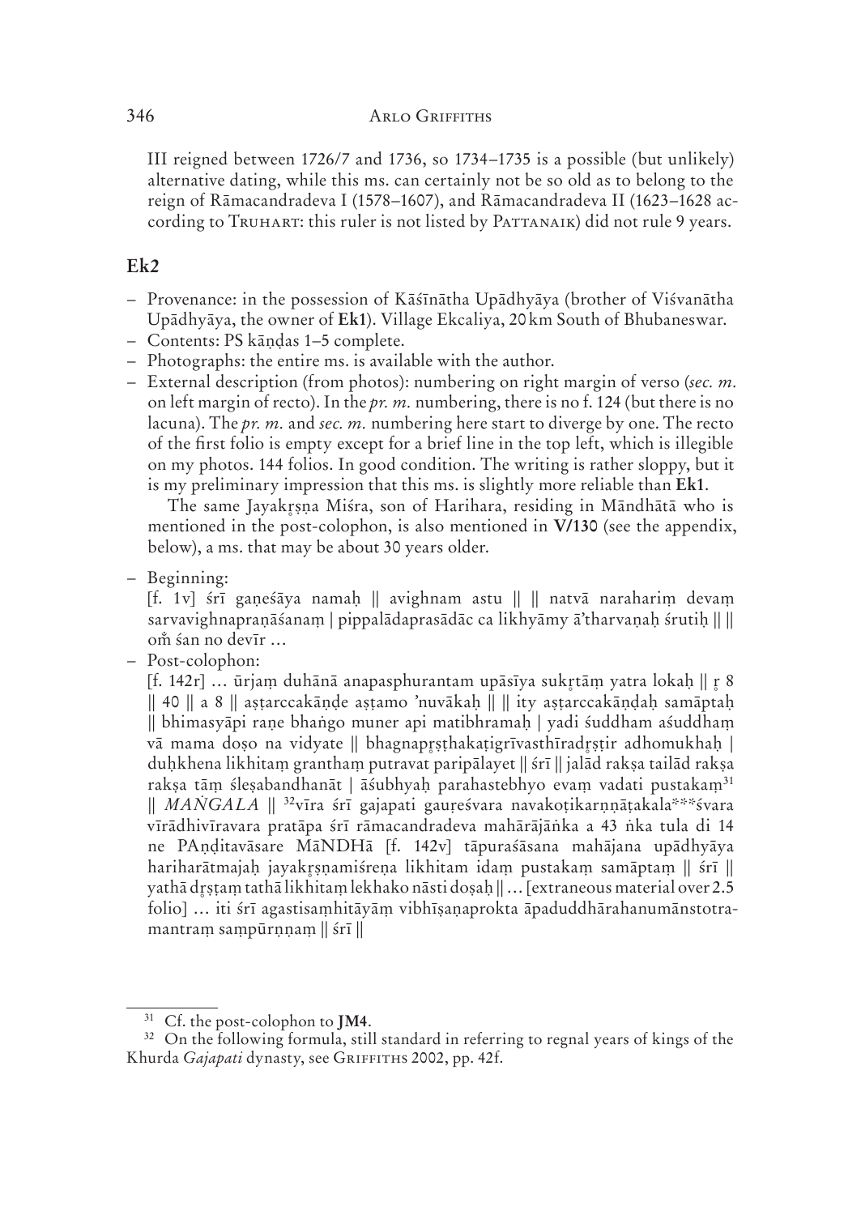III reigned between 1726/7 and 1736, so 1734–1735 is a possible (but unlikely) alternative dating, while this ms. can certainly not be so old as to belong to the reign of Rāmacandradeva I (1578–1607), and Rāmacandradeva II (1623–1628 according to TRUHART: this ruler is not listed by PATTANAIK) did not rule 9 years.

## Ek2

- Provenance: in the possession of Kāśīnātha Upādhyāya (brother of Viśvanātha Upādhyāya, the owner of **Ek1**). Village Ekcaliya, 20 km South of Bhubaneswar.
- Contents: PS kāṇḍas 1–5 complete.
- Photographs: the entire ms. is available with the author.
- External description (from photos): numbering on right margin of verso (*sec. m.* on left margin of recto). In the *pr. m.* numbering, there is no f. 124 (but there is no lacuna). The *pr. m.* and *sec. m.* numbering here start to diverge by one. The recto of the first folio is empty except for a brief line in the top left, which is illegible on my photos. 144 folios. In good condition. The writing is rather sloppy, but it is my preliminary impression that this ms. is slightly more reliable than **Ek1**.

  The same Jayakr̥ṣṇa Miśra, son of Harihara, residing in Māndhātā who is mentioned in the post-colophon, is also mentioned in **V/130** (see the appendix, below), a ms. that may be about 30 years older.

- Beginning:

  [f. 1v] śrī gaṇeśāya namaḥ || avighnam astu || || natvā narahariṃ devaṃ sarvavighnapraṇāśanaṃ | pippalādaprasādāc ca likhyāmy ā'tharvaṇaḥ śrutiḥ || || oṁ śan no devīr …

- Post-colophon:

  [f. 142r] … ūrjaṃ duhānā anapasphurantam upāsīya sukr̥tāṃ yatra lokaḥ || r̥ 8 || 40 || a 8 || aṣṭarccakāṇḍe aṣṭamo 'nuvākaḥ || || ity aṣṭarccakāṇḍaḥ samāptaḥ || bhimasyāpi raṇe bhaṅgo muner api matibhramaḥ | yadi śuddham aśuddhaṃ vā mama doṣo na vidyate || bhagnapr̥ṣṭhakaṭigrīvasthīradr̥ṣṭir adhomukhaḥ | duḥkhena likhitaṃ granthaṃ putravat paripālayet || śrī || jalād rakṣa tailād rakṣa rakṣa tāṃ śleṣabandhanāt | āśubhyaḥ parahastebhyo evaṃ vadati pustakaṃ[31] || *MAṄGALA* || [32]vīra śrī gajapati gauṛeśvara navakoṭikarṇṇāṭakala***śvara vīrādhivīravara pratāpa śrī rāmacandradeva mahārājāṅka a 43 ṅka tula di 14 ne PAṇḍitavāsare MāNDHā [f. 142v] tāpuraśāsana mahājana upādhyāya hariharātmajaḥ jayakr̥ṣṇamiśreṇa likhitam idaṃ pustakaṃ samāptaṃ || śrī || yathā dr̥ṣṭaṃ tathā likhitaṃ lekhako nāsti doṣaḥ || … [extraneous material over 2.5 folio] … iti śrī agastisaṃhitāyāṃ vibhīṣaṇaprokta āpaduddhārahanumānstotramantraṃ saṃpūrṇṇaṃ || śrī ||

---

[31] Cf. the post-colophon to **JM4**.

[32] On the following formula, still standard in referring to regnal years of kings of the Khurda *Gajapati* dynasty, see GRIFFITHS 2002, pp. 42f.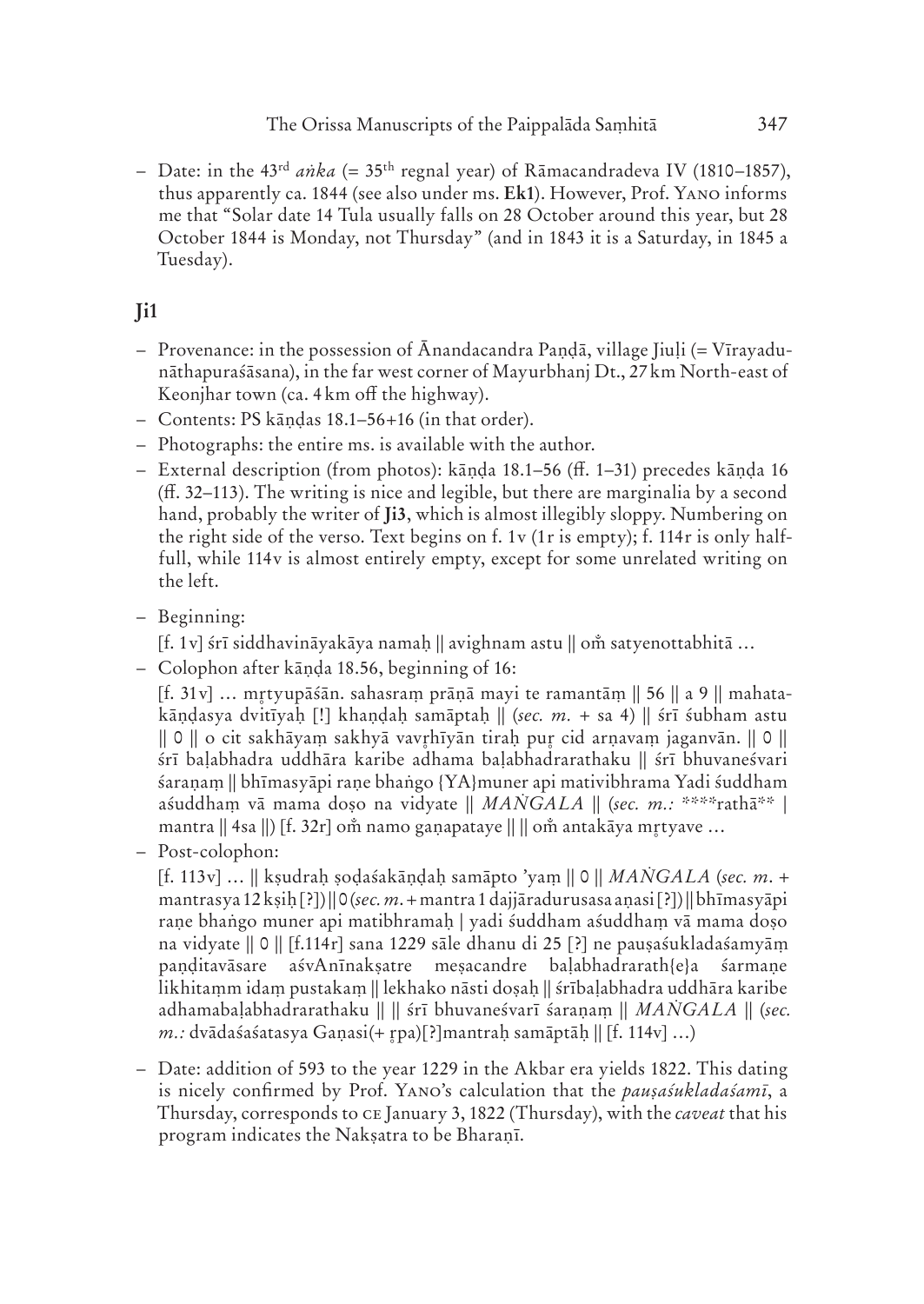– Date: in the 43rd *aṅka* (= 35th regnal year) of Rāmacandradeva IV (1810–1857), thus apparently ca. 1844 (see also under ms. **Ek1**). However, Prof. Yano informs me that "Solar date 14 Tula usually falls on 28 October around this year, but 28 October 1844 is Monday, not Thursday" (and in 1843 it is a Saturday, in 1845 a Tuesday).

## Ji1

- Provenance: in the possession of Ānandacandra Paṇḍā, village Jiuḷi (= Vīrayadunāthapuraśāsana), in the far west corner of Mayurbhanj Dt., 27 km North-east of Keonjhar town (ca. 4 km off the highway).
- Contents: PS kāṇḍas 18.1–56+16 (in that order).
- Photographs: the entire ms. is available with the author.
- External description (from photos): kāṇḍa 18.1–56 (ff. 1–31) precedes kāṇḍa 16 (ff. 32–113). The writing is nice and legible, but there are marginalia by a second hand, probably the writer of **Ji3**, which is almost illegibly sloppy. Numbering on the right side of the verso. Text begins on f. 1v (1r is empty); f. 114r is only half-full, while 114v is almost entirely empty, except for some unrelated writing on the left.
- Beginning:
  [f. 1v] śrī siddhavināyakāya namaḥ || avighnam astu || oṁ satyenottabhitā …
- Colophon after kāṇḍa 18.56, beginning of 16:
  [f. 31v] … mṛtyupāśān. sahasraṃ prāṇā mayi te ramantāṃ || 56 || a 9 || mahatakāṇḍasya dvitīyaḥ [!] khaṇḍaḥ samāptaḥ || (*sec. m.* + sa 4) || śrī śubham astu || 0 || o cit sakhāyaṃ sakhyā vavṛhīyān tiraḥ pur̥ cid arṇavaṃ jaganvān. || 0 || śrī baḷabhadra uddhāra karibe adhama baḷabhadrarathaku || śrī bhuvaneśvari śaraṇaṃ || bhīmasyāpi raṇe bhaṅgo {YA}muner api mativibhrama Yadi śuddham aśuddhaṃ vā mama doṣo na vidyate || *MAṄGALA* || (*sec. m.:* \*\*\*rathā\*\* | mantra || 4sa ||) [f. 32r] oṁ namo gaṇapataye || || oṁ antakāya mṛtyave …
- Post-colophon:
  [f. 113v] … || kṣudraḥ ṣoḍaśakāṇḍaḥ samāpto 'yaṃ || 0 || *MAṄGALA* (*sec. m.* + mantrasya 12 kṣiḥ [?]) || 0 (*sec. m.* + mantra 1 dajjāradurusasa aṇasi [?]) || bhīmasyāpi raṇe bhaṅgo muner api matibhramaḥ | yadi śuddham aśuddhaṃ vā mama doṣo na vidyate || 0 || [f.114r] sana 1229 sāle dhanu di 25 [?] ne pauṣaśukladaśamyāṃ paṇḍitavāsare aśvAnīnakṣatre meṣacandre baḷabhadrarath{e}a śarmaṇe likhitaṃm idaṃ pustakaṃ || lekhako nāsti doṣaḥ || śrībaḷabhadra uddhāra karibe adhamabaḷabhadrarathaku || || śrī bhuvaneśvarī śaraṇaṃ || *MAṄGALA* || (*sec. m.:* dvādaśaśatasya Gaṇasi(+ ṛpa)[?]mantraḥ samāptāḥ || [f. 114v] …)
- Date: addition of 593 to the year 1229 in the Akbar era yields 1822. This dating is nicely confirmed by Prof. Yano's calculation that the *pauṣaśukladaśamī*, a Thursday, corresponds to CE January 3, 1822 (Thursday), with the *caveat* that his program indicates the Nakṣatra to be Bharaṇī.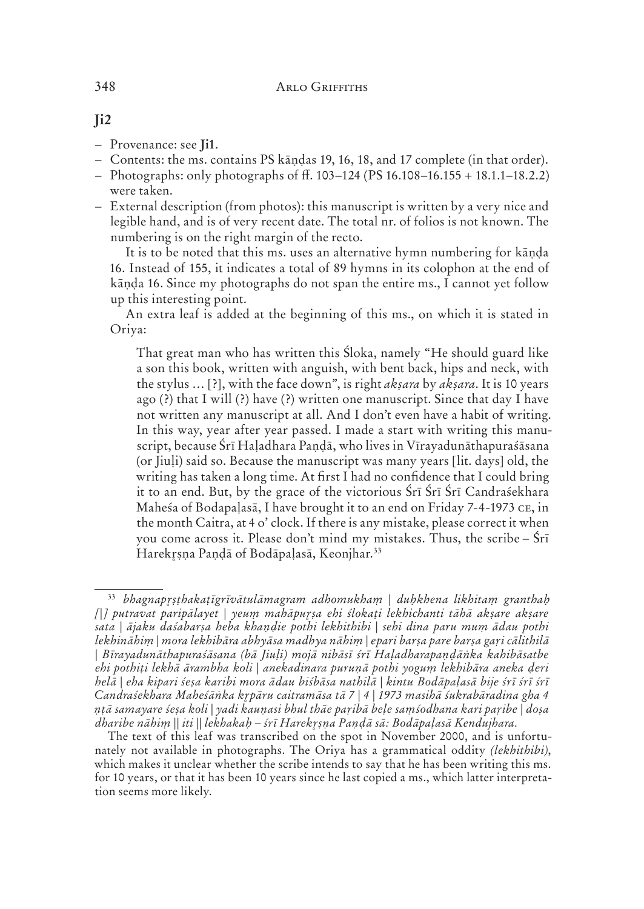## Ji2

- Provenance: see **Ji1**.
- Contents: the ms. contains PS kāṇḍas 19, 16, 18, and 17 complete (in that order).
- Photographs: only photographs of ff. 103–124 (PS 16.108–16.155 + 18.1.1–18.2.2) were taken.
- External description (from photos): this manuscript is written by a very nice and legible hand, and is of very recent date. The total nr. of folios is not known. The numbering is on the right margin of the recto.

  It is to be noted that this ms. uses an alternative hymn numbering for kāṇḍa 16. Instead of 155, it indicates a total of 89 hymns in its colophon at the end of kāṇḍa 16. Since my photographs do not span the entire ms., I cannot yet follow up this interesting point.

  An extra leaf is added at the beginning of this ms., on which it is stated in Oriya:

  > That great man who has written this Śloka, namely "He should guard like a son this book, written with anguish, with bent back, hips and neck, with the stylus … [?], with the face down", is right *akṣara* by *akṣara*. It is 10 years ago (?) that I will (?) have (?) written one manuscript. Since that day I have not written any manuscript at all. And I don't even have a habit of writing. In this way, year after year passed. I made a start with writing this manuscript, because Śrī Haḷadhara Paṇḍā, who lives in Vīrayadunāthapuraśāsana (or Jiuḷi) said so. Because the manuscript was many years [lit. days] old, the writing has taken a long time. At first I had no confidence that I could bring it to an end. But, by the grace of the victorious Śrī Śrī Śrī Candraśekhara Maheśa of Bodapaḷasā, I have brought it to an end on Friday 7-4-1973 CE, in the month Caitra, at 4 o' clock. If there is any mistake, please correct it when you come across it. Please don't mind my mistakes. Thus, the scribe – Śrī Harekṛṣṇa Paṇḍā of Bodāpaḷasā, Keonjhar.[33]

---

[33] *bhagnapṛṣṭhakaṭīgrīvātulāmagram adhomukhaṃ | duḥkhena likhitaṃ granthaḥ [|] putravat paripālayet | yeuṃ mahāpuṛṣa ehi ślokaṭi lekhichanti tāhā akṣare akṣare sata | ājaku daśabarṣa heba khaṇḍie pothi lekhithibi | sehi dina paru muṃ ādau pothi lekhināhiṃ | mora lekhibāra abhyāsa madhya nāhiṃ | epari barṣa pare barṣa gaṛi cālithilā | Bīrayadunāthapuraśāsana (bā Jiuḷi) mojā nibāsī śrī Haḷadharapaṇḍāṅka kahibāsatbe ehi pothiṭi lekhā ārambha koli | anekadinara puruṇā pothi yoguṃ lekhibāra aneka ḍeri helā | eha kipari śeṣa karibi mora ādau biśbāsa nathilā | kintu Bodāpaḷasā bije śrī śrī śrī Candraśekhara Maheśāṅka kṛpāru caitramāsa tā 7 | 4 | 1973 masihā śukrabāradina gha 4 ṇṭā samayare śeṣa koli | yadi kauṇasi bhul thāe paṛibā beḷe saṃśodhana kari paṛibe | doṣa dharibe nāhiṃ || iti || lekhakaḥ – śrī Harekṛṣṇa Paṇḍā sā: Bodāpaḷasā Kendujhara.*

The text of this leaf was transcribed on the spot in November 2000, and is unfortunately not available in photographs. The Oriya has a grammatical oddity *(lekhithibi)*, which makes it unclear whether the scribe intends to say that he has been writing this ms. for 10 years, or that it has been 10 years since he last copied a ms., which latter interpretation seems more likely.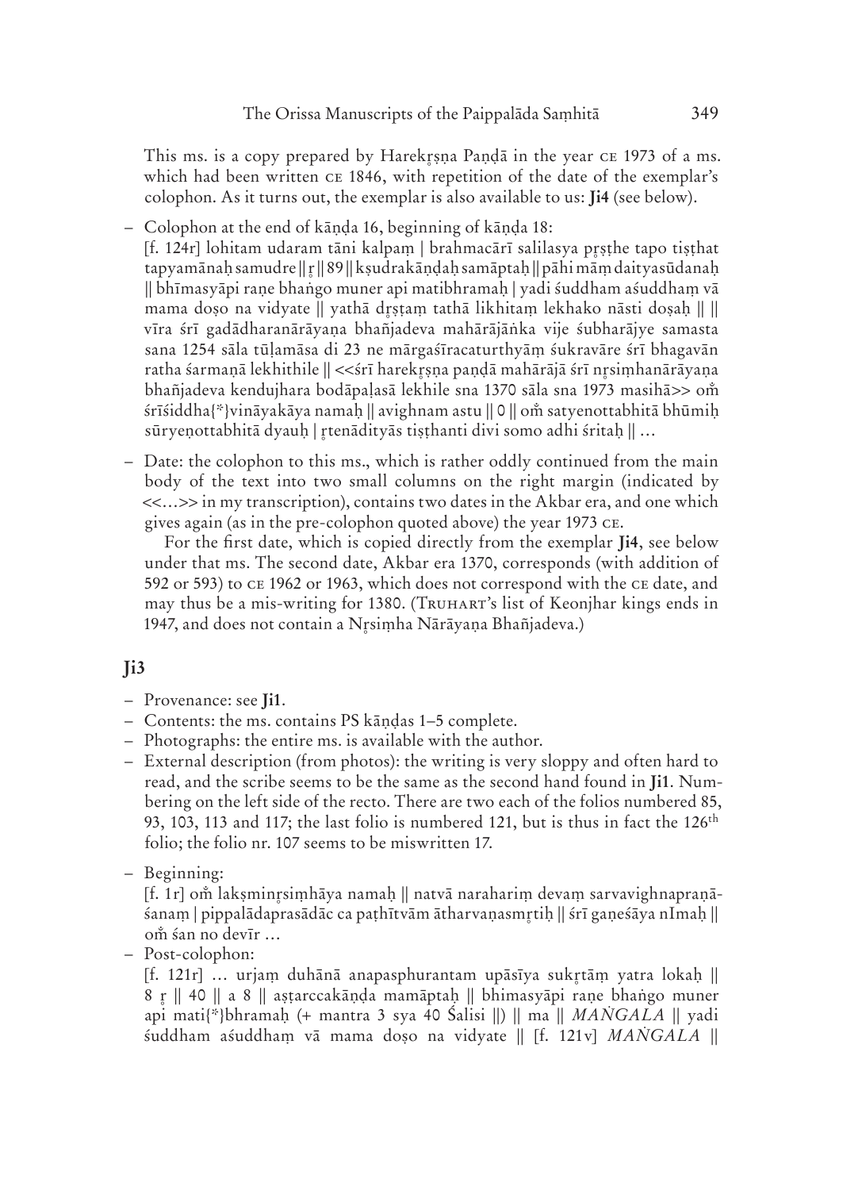This ms. is a copy prepared by Harekr̥ṣṇa Paṇḍā in the year CE 1973 of a ms. which had been written CE 1846, with repetition of the date of the exemplar's colophon. As it turns out, the exemplar is also available to us: **Ji4** (see below).

- Colophon at the end of kāṇḍa 16, beginning of kāṇḍa 18:
  [f. 124r] lohitam udaram tāni kalpaṃ | brahmacārī salilasya pr̥ṣṭhe tapo tiṣṭhat tapyamānaḥ samudre || r̥ || 89 || kṣudrakāṇḍaḥ samāptaḥ || pāhi māṃ daityasūdanaḥ || bhīmasyāpi raṇe bhaṅgo muner api matibhramaḥ | yadi śuddham aśuddhaṃ vā mama doṣo na vidyate || yathā dr̥ṣṭaṃ tathā likhitaṃ lekhako nāsti doṣaḥ || || vīra śrī gadādharanārāyaṇa bhañjadeva mahārājāṅka vije śubharājye samasta sana 1254 sāla tūḷamāsa di 23 ne mārgaśīracaturthyāṃ śukravāre śrī bhagavān ratha śarmaṇā lekhithile || <<śrī harekr̥ṣṇa paṇḍā mahārājā śrī nr̥siṃhanārāyaṇa bhañjadeva kendujhara bodāpaḷasā lekhile sna 1370 sāla sna 1973 masihā>> oṁ śrīśiddha{*}vināyakāya namaḥ || avighnam astu || 0 || oṁ satyenottabhitā bhūmiḥ sūryeṇottabhitā dyauḥ | r̥tenādityās tiṣṭhanti divi somo adhi śritaḥ || ...
- Date: the colophon to this ms., which is rather oddly continued from the main body of the text into two small columns on the right margin (indicated by <<...>> in my transcription), contains two dates in the Akbar era, and one which gives again (as in the pre-colophon quoted above) the year 1973 CE.

  For the first date, which is copied directly from the exemplar **Ji4**, see below under that ms. The second date, Akbar era 1370, corresponds (with addition of 592 or 593) to CE 1962 or 1963, which does not correspond with the CE date, and may thus be a mis-writing for 1380. (TRUHART's list of Keonjhar kings ends in 1947, and does not contain a Nr̥siṃha Nārāyaṇa Bhañjadeva.)

## Ji3

- Provenance: see **Ji1**.
- Contents: the ms. contains PS kāṇḍas 1–5 complete.
- Photographs: the entire ms. is available with the author.
- External description (from photos): the writing is very sloppy and often hard to read, and the scribe seems to be the same as the second hand found in **Ji1**. Numbering on the left side of the recto. There are two each of the folios numbered 85, 93, 103, 113 and 117; the last folio is numbered 121, but is thus in fact the 126th folio; the folio nr. 107 seems to be miswritten 17.
- Beginning:
  [f. 1r] oṁ lakṣminr̥siṃhāya namaḥ || natvā naraharim devaṃ sarvavighnapraṇāśanam | pippalādaprasādāc ca paṭhītvām ātharvaṇasmr̥tiḥ || śrī gaṇeśāya nImaḥ || oṁ śan no devīr ...
- Post-colophon:
  [f. 121r] ... urjaṃ duhānā anapasphurantam upāsīya sukr̥tāṃ yatra lokaḥ || 8 r̥ || 40 || a 8 || aṣṭarccakāṇḍa mamāptaḥ || bhimasyāpi raṇe bhaṅgo muner api mati{*}bhramaḥ (+ mantra 3 sya 40 Śalisi ||) || ma || *MAṄGALA* || yadi śuddham aśuddhaṃ vā mama doṣo na vidyate || [f. 121v] *MAṄGALA* ||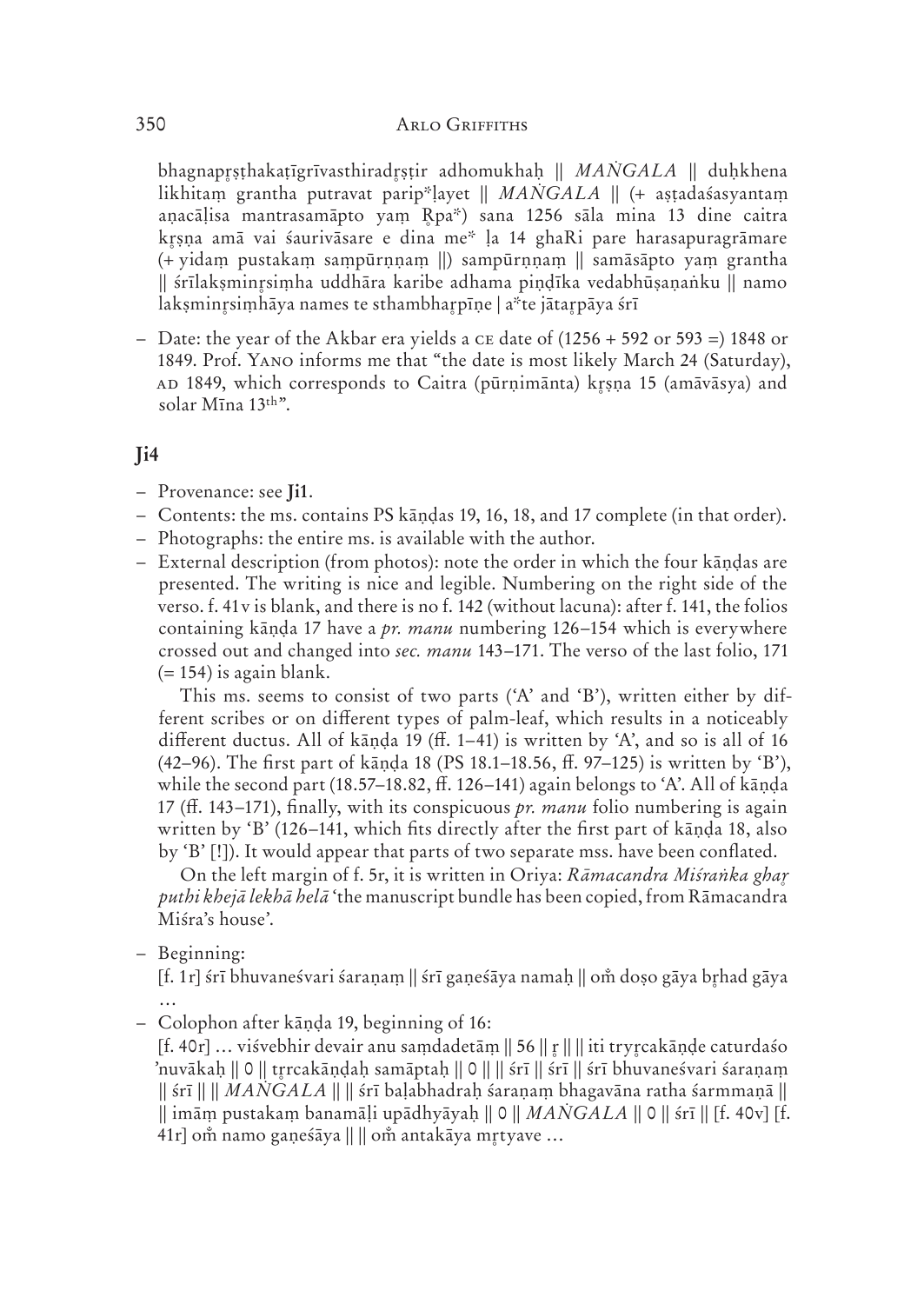bhagnapr̥ṣṭhakaṭīgrīvasthiradr̥ṣṭir adhomukhaḥ || *MAṄGALA* || duḥkhena likhitaṃ grantha putravat parip*ḷayet || *MAṄGALA* || (+ aṣṭadaśasyantaṃ aṇacāḷisa mantrasamāpto yaṃ R̥pa*) sana 1256 sāla mina 13 dine caitra kr̥ṣṇa amā vai śaurivāsare e dina me* ḷa 14 ghaRi pare harasapuragrāmare (+ yidaṃ pustakaṃ saṃpūrṇṇaṃ ||) sampūrṇṇaṃ || samāsāpto yaṃ grantha || śrīlakṣminr̥siṃha uddhāra karibe adhama piṇḍīka vedabhūṣaṇaṅku || namo lakṣminr̥siṃhāya names te sthambhar̥pīṇe | a*te jātar̥pāya śrī

– Date: the year of the Akbar era yields a CE date of (1256 + 592 or 593 =) 1848 or 1849. Prof. Yano informs me that "the date is most likely March 24 (Saturday), AD 1849, which corresponds to Caitra (pūrṇimānta) kr̥ṣṇa 15 (amāvāsya) and solar Mīna 13th".

## Ji4

– Provenance: see **Ji1**.
– Contents: the ms. contains PS kāṇḍas 19, 16, 18, and 17 complete (in that order).
– Photographs: the entire ms. is available with the author.
– External description (from photos): note the order in which the four kāṇḍas are presented. The writing is nice and legible. Numbering on the right side of the verso. f. 41v is blank, and there is no f. 142 (without lacuna): after f. 141, the folios containing kāṇḍa 17 have a *pr. manu* numbering 126–154 which is everywhere crossed out and changed into *sec. manu* 143–171. The verso of the last folio, 171 (= 154) is again blank.

  This ms. seems to consist of two parts ('A' and 'B'), written either by different scribes or on different types of palm-leaf, which results in a noticeably different ductus. All of kāṇḍa 19 (ff. 1–41) is written by 'A', and so is all of 16 (42–96). The first part of kāṇḍa 18 (PS 18.1–18.56, ff. 97–125) is written by 'B'), while the second part (18.57–18.82, ff. 126–141) again belongs to 'A'. All of kāṇḍa 17 (ff. 143–171), finally, with its conspicuous *pr. manu* folio numbering is again written by 'B' (126–141, which fits directly after the first part of kāṇḍa 18, also by 'B' [!]). It would appear that parts of two separate mss. have been conflated.

  On the left margin of f. 5r, it is written in Oriya: *Rāmacandra Miśraṅka ghar̥ puthi khejā lekhā helā* 'the manuscript bundle has been copied, from Rāmacandra Miśra's house'.

– Beginning:
  [f. 1r] śrī bhuvaneśvari śaraṇaṃ || śrī gaṇeśāya namaḥ || oṁ doṣo gāya br̥had gāya …
– Colophon after kāṇḍa 19, beginning of 16:
  [f. 40r] … viśvebhir devair anu saṃdadetāṃ || 56 || r̥ || || iti tryr̥cakāṇḍe caturdaśo 'nuvākaḥ || 0 || tr̥rcakāṇḍaḥ samāptaḥ || 0 || || śrī || śrī || śrī bhuvaneśvari śaraṇaṃ || śrī || || *MAṄGALA* || || śrī baḷabhadraḥ śaraṇaṃ bhagavāna ratha śarmmaṇā || || imāṃ pustakaṃ banamāḷi upādhyāyaḥ || 0 || *MAṄGALA* || 0 || śrī || [f. 40v] [f. 41r] oṁ namo gaṇeśāya || || oṁ antakāya mr̥tyave …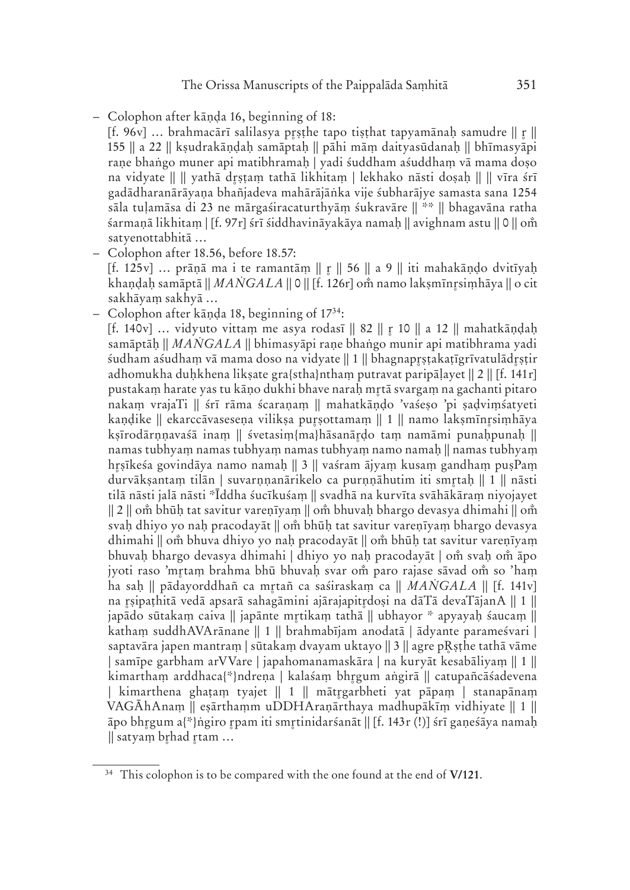– Colophon after kāṇḍa 16, beginning of 18:
  [f. 96v] … brahmacārī salilasya pr̥ṣṭhe tapo tiṣṭhat tapyamānaḥ samudre || r̥ || 155 || a 22 || kṣudrakāṇḍaḥ samāptaḥ || pāhi māṃ daityasūdanaḥ || bhīmasyāpi raṇe bhaṅgo muner api matibhramaḥ | yadi śuddham aśuddhaṃ vā mama doṣo na vidyate || || yathā dr̥ṣṭaṃ tathā likhitaṃ | lekhako nāsti doṣaḥ || || vīra śrī gadādharanārāyaṇa bhañjadeva mahārājāṅka vije śubharājye samasta sana 1254 sāla tuḷamāsa di 23 ne mārgaśiracaturthyāṃ śukravāre || ** || bhagavāna ratha śarmaṇā likhitaṃ | [f. 97r] śrī śiddhavināyakāya namaḥ || avighnam astu || 0 || oṁ satyenottabhitā …
– Colophon after 18.56, before 18.57:
  [f. 125v] … prāṇā ma i te ramantāṃ || r̥ || 56 || a 9 || iti mahakāṇḍo dvitīyaḥ khaṇḍaḥ samāptā || *MAṄGALA* || 0 || [f. 126r] oṁ namo lakṣmīnr̥siṃhāya || o cit sakhāyaṃ sakhyā …
– Colophon after kāṇḍa 18, beginning of 17[34]:
  [f. 140v] … vidyuto vittaṃ me asya rodasī || 82 || r̥ 10 || a 12 || mahatkāṇḍaḥ samāptāḥ || *MAṄGALA* || bhimasyāpi raṇe bhaṅgo munir api matibhrama yadi śudham aśudhaṃ vā mama doso na vidyate || 1 || bhagnapr̥ṣṭakaṭīgrīvatulādr̥ṣṭir adhomukha duḥkhena likṣate gra{stha}nthaṃ putravat paripāḷayet || 2 || [f. 141r] pustakaṃ harate yas tu kāṇo dukhi bhave naraḥ mr̥tā svargaṃ na gachanti pitaro nakaṃ vrajaTi || śrī rāma ścaraṇaṃ || mahatkāṇḍo 'vaśeṣo 'pi ṣaḍviṃśatyeti kaṇḍike || ekarccāvasesena vilikṣa pur̥ṣottamaṃ || 1 || namo lakṣmīnr̥siṃhāya kṣīrodārṇṇavaśā inaṃ || śvetasiṃ{ma}hāsanār̥do taṃ namāmi punaḥpunaḥ || namas tubhyaṃ namas tubhyaṃ namas tubhyaṃ namo namaḥ || namas tubhyaṃ hr̥ṣīkeśa govindāya namo namaḥ || 3 || vaśram ājyaṃ kusaṃ gandhaṃ puṣPaṃ durvākṣantaṃ tilān | suvarṇṇanārikelo ca purṇṇāhutim iti smr̥taḥ || 1 || nāsti tilā nāsti jalā nāsti *Īddha śucīkuśaṃ || svadhā na kurvīta svāhākāraṃ niyojayet || 2 || oṁ bhūḥ tat savitur vareṇīyaṃ || oṁ bhuvaḥ bhargo devasya dhimahi || oṁ svaḥ dhiyo yo naḥ pracodayāt || oṁ bhūḥ tat savitur vareṇīyaṃ bhargo devasya dhimahi || oṁ bhuva dhiyo yo naḥ pracodayāt || oṁ bhūḥ tat savitur vareṇīyaṃ bhuvaḥ bhargo devasya dhimahi | dhiyo yo naḥ pracodayāt | oṁ svaḥ oṁ āpo jyoti raso 'mr̥taṃ brahma bhū bhuvaḥ svar oṁ paro rajase sāvad oṁ so 'haṃ ha saḥ || pādayorddhañ ca mr̥tañ ca saśiraskaṃ ca || *MAṄGALA* || [f. 141v] na r̥ṣipaṭhitā vedā apsarā sahagāmini ajārajapitr̥doṣi na dāTā devaTājanA || 1 || japādo sūtakaṃ caiva || japānte mr̥tikaṃ tathā || ubhayor * apyayaḥ śaucaṃ || kathaṃ suddhAVArānane || 1 || brahmabījam anodatā | ādyante parameśvari | saptavāra japen mantraṃ | sūtakaṃ dvayam uktayo || 3 || agre pR̥ṣṭhe tathā vāme | samīpe garbham arVVare | japahomanamaskāra | na kuryāt kesabāliyaṃ || 1 || kimarthaṃ arddhaca{*}ndreṇa | kalaśaṃ bhr̥gum aṅgirā || catupañcāśadevena | kimarthena ghaṭaṃ tyajet || 1 || mātr̥garbheti yat pāpaṃ | stanapānaṃ VAGĀhAnaṃ || eṣārthaṃm uDDHAraṇārthaya madhupākīṃ vidhiyate || 1 || āpo bhr̥gum a{*}ṅgiro r̥pam iti smr̥tinidarśanāt || [f. 143r (!)] śrī gaṇeśāya namaḥ || satyaṃ br̥had r̥tam …

---

[34] This colophon is to be compared with the one found at the end of **V/121**.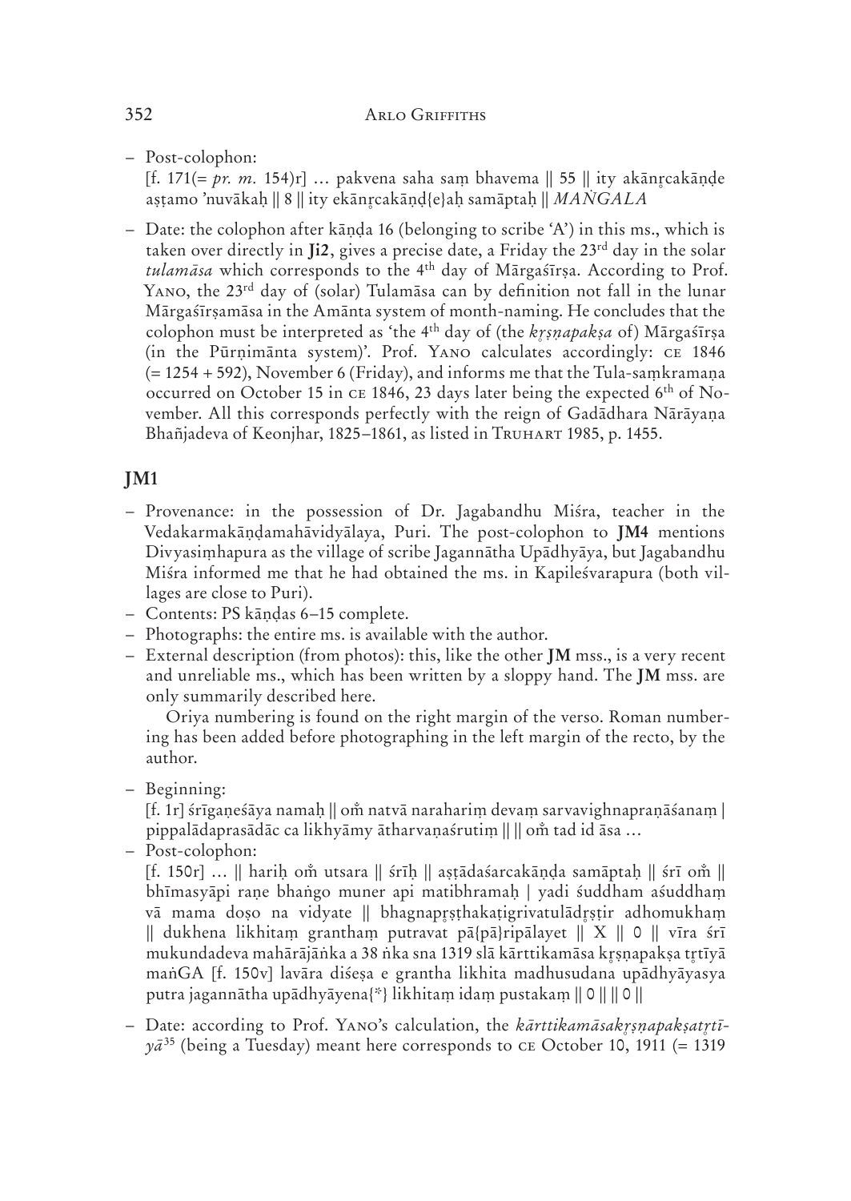– Post-colophon:
[f. 171(= *pr. m.* 154)r] … pakvena saha saṃ bhavema ‖ 55 ‖ ity akānṛcakāṇḍe aṣṭamo 'nuvākaḥ ‖ 8 ‖ ity ekānṛcakāṇḍ{e}aḥ samāptaḥ ‖ *MAṄGALA*

– Date: the colophon after kāṇḍa 16 (belonging to scribe 'A') in this ms., which is taken over directly in **Ji2**, gives a precise date, a Friday the 23rd day in the solar *tulamāsa* which corresponds to the 4th day of Mārgaśīrṣa. According to Prof. Yano, the 23rd day of (solar) Tulamāsa can by definition not fall in the lunar Mārgaśīrṣamāsa in the Amānta system of month-naming. He concludes that the colophon must be interpreted as 'the 4th day of (the *kṛṣṇapakṣa* of) Mārgaśīrṣa (in the Pūrṇimānta system)'. Prof. Yano calculates accordingly: CE 1846 (= 1254 + 592), November 6 (Friday), and informs me that the Tula-saṃkramaṇa occurred on October 15 in CE 1846, 23 days later being the expected 6th of November. All this corresponds perfectly with the reign of Gadādhara Nārāyaṇa Bhañjadeva of Keonjhar, 1825–1861, as listed in Truhart 1985, p. 1455.

## JM1

- Provenance: in the possession of Dr. Jagabandhu Miśra, teacher in the Vedakarmakāṇḍamahāvidyālaya, Puri. The post-colophon to **JM4** mentions Divyasiṃhapura as the village of scribe Jagannātha Upādhyāya, but Jagabandhu Miśra informed me that he had obtained the ms. in Kapileśvarapura (both villages are close to Puri).
- Contents: PS kāṇḍas 6–15 complete.
- Photographs: the entire ms. is available with the author.
- External description (from photos): this, like the other **JM** mss., is a very recent and unreliable ms., which has been written by a sloppy hand. The **JM** mss. are only summarily described here.

  Oriya numbering is found on the right margin of the verso. Roman numbering has been added before photographing in the left margin of the recto, by the author.
- Beginning:
[f. 1r] śrīgaṇeśāya namaḥ ‖ oṁ natvā naraharim devaṃ sarvavighnapraṇāśanaṃ | pippalādaprasādāc ca likhyāmy ātharvaṇaśrutiṃ ‖ ‖ oṁ tad id āsa …
- Post-colophon:
[f. 150r] … ‖ hariḥ oṁ utsara ‖ śrīḥ ‖ aṣṭādaśarcakāṇḍa samāptaḥ ‖ śrī oṁ ‖ bhīmasyāpi raṇe bhaṅgo muner api matibhramaḥ | yadi śuddham aśuddhaṃ vā mama doṣo na vidyate ‖ bhagnapṛṣṭhakaṭigrivatulādṛṣṭir adhomukhaṃ ‖ dukhena likhitaṃ granthaṃ putravat pā{pā}ripālayet ‖ X ‖ 0 ‖ vīra śrī mukundadeva mahārājāṅka a 38 ṅka sna 1319 slā kārttikamāsa kṛṣṇapakṣa tṛtīyā maṅGA [f. 150v] lavāra diśeṣa e grantha likhita madhusudana upādhyāyasya putra jagannātha upādhyāyena{*} likhitaṃ idaṃ pustakaṃ ‖ 0 ‖ ‖ 0 ‖
- Date: according to Prof. Yano's calculation, the *kārttikamāsakṛṣṇapakṣatṛtīyā*[35] (being a Tuesday) meant here corresponds to CE October 10, 1911 (= 1319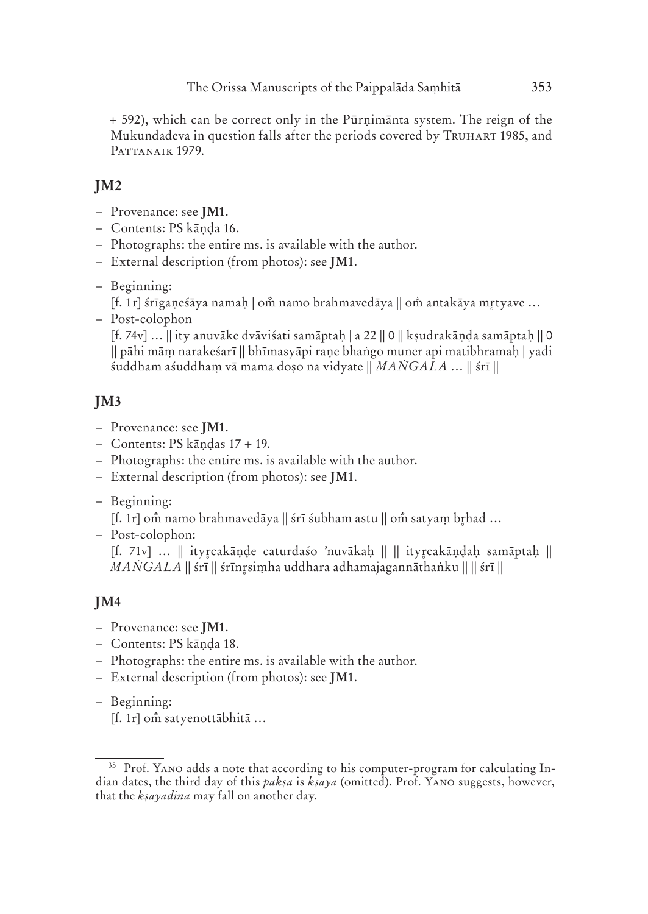+ 592), which can be correct only in the Pūrṇimānta system. The reign of the Mukundadeva in question falls after the periods covered by Truhart 1985, and Pattanaik 1979.

## JM2

- Provenance: see **JM1**.
- Contents: PS kāṇḍa 16.
- Photographs: the entire ms. is available with the author.
- External description (from photos): see **JM1**.
- Beginning:
  [f. 1r] śrīgaṇeśāya namaḥ | oṁ namo brahmavedāya || oṁ antakāya mr̥tyave …
- Post-colophon
  [f. 74v] … || ity anuvāke dvāviśati samāptaḥ | a 22 || 0 || kṣudrakāṇḍa samāptaḥ || 0 || pāhi māṃ narakeśarī || bhīmasyāpi raṇe bhaṅgo muner api matibhramaḥ | yadi śuddham aśuddhaṃ vā mama doṣo na vidyate || *MAṄGALA* … || śrī ||

## JM3

- Provenance: see **JM1**.
- Contents: PS kāṇḍas 17 + 19.
- Photographs: the entire ms. is available with the author.
- External description (from photos): see **JM1**.
- Beginning:
  [f. 1r] oṁ namo brahmavedāya || śrī śubham astu || oṁ satyaṃ br̥had …
- Post-colophon:
  [f. 71v] … || ityr̥cakāṇḍe caturdaśo 'nuvākaḥ || || ityr̥cakāṇḍaḥ samāptaḥ || *MAṄGALA* || śrī || śrīnr̥siṃha uddhara adhamajagannāthaṅku || || śrī ||

## JM4

- Provenance: see **JM1**.
- Contents: PS kāṇḍa 18.
- Photographs: the entire ms. is available with the author.
- External description (from photos): see **JM1**.
- Beginning:
  [f. 1r] oṁ satyenottābhitā …

---

[35] Prof. Yano adds a note that according to his computer-program for calculating Indian dates, the third day of this *pakṣa* is *kṣaya* (omitted). Prof. Yano suggests, however, that the *kṣayadina* may fall on another day.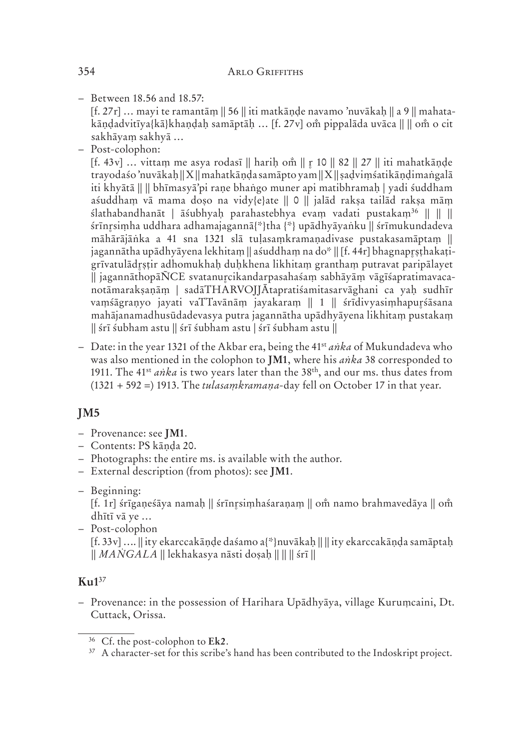– Between 18.56 and 18.57:
  [f. 27r] … mayi te ramantāṃ || 56 || iti matkāṇḍe navamo 'nuvākaḥ || a 9 || mahatakāṇḍadvitīya{kā}khaṇḍaḥ samāptāḥ … [f. 27v] oṁ pippalāda uvāca || || oṁ o cit sakhāyaṃ sakhyā …
– Post-colophon:
  [f. 43v] … vittaṃ me asya rodasī || hariḥ oṁ || ṛ 10 || 82 || 27 || iti mahatkāṇḍe trayodaśo 'nuvākaḥ || X || mahatkāṇḍa samāpto yam || X || ṣaḍviṃśatikāṇḍimaṅgalā iti khyātā || || bhīmasyā'pi raṇe bhaṅgo muner api matibhramaḥ | yadi śuddham aśuddhaṃ vā mama doṣo na vidy{e}ate || 0 || jalād rakṣa tailād rakṣa māṃ ślathabandhanāt | āśubhyaḥ parahastebhya evaṃ vadati pustakaṃ[36] || || || śrīnṛsiṃha uddhara adhamajagannā{*}tha {*} upādhyāyaṅku || śrīmukundadeva māhārājāṅka a 41 sna 1321 slā tuḷasaṃkramaṇadivase pustakasamāptaṃ || jagannātha upādhyāyena lekhitaṃ || aśuddhaṃ na do* || [f. 44r] bhagnapṛṣṭhakaṭigrīvatulādṛṣṭir adhomukhaḥ duḥkhena likhitaṃ granthaṃ putravat paripālayet || jagannāthopāÑCE svatanurcikandarpasahaśaṃ sabhāyāṃ vāgīśapratimavacanotāmarakṣaṇāṃ | sadāTHĀRVOJJĀtapratiśamitasarvāghani ca yaḥ sudhīr vaṃśāgraṇyo jayati vaTTavānāṃ jayakaraṃ || 1 || śrīdivyasiṃhapurśāsana mahājanamadhusūdadevasya putra jagannātha upādhyāyena likhitaṃ pustakaṃ || śrī śubham astu || śrī śubham astu | śrī śubham astu ||
– Date: in the year 1321 of the Akbar era, being the 41st *aṅka* of Mukundadeva who was also mentioned in the colophon to **JM1**, where his *aṅka* 38 corresponded to 1911. The 41st *aṅka* is two years later than the 38th, and our ms. thus dates from (1321 + 592 =) 1913. The *tulasaṃkramaṇa*-day fell on October 17 in that year.

## JM5

– Provenance: see **JM1**.
– Contents: PS kāṇḍa 20.
– Photographs: the entire ms. is available with the author.
– External description (from photos): see **JM1**.
– Beginning:
  [f. 1r] śrīgaṇeśāya namaḥ || śrīnṛsiṃhaśaraṇaṃ || oṁ namo brahmavedāya || oṁ dhītī vā ye …
– Post-colophon
  [f. 33v] …. || ity ekarccakāṇḍe daśamo a{*}nuvākaḥ || || ity ekarccakāṇḍa samāptaḥ || *MAṄGALA* || lekhakasya nāsti doṣaḥ || || || śrī ||

## Ku1[37]

– Provenance: in the possession of Harihara Upādhyāya, village Kuruṃcaini, Dt. Cuttack, Orissa.

---

[36] Cf. the post-colophon to **Ek2**.
[37] A character-set for this scribe's hand has been contributed to the Indoskript project.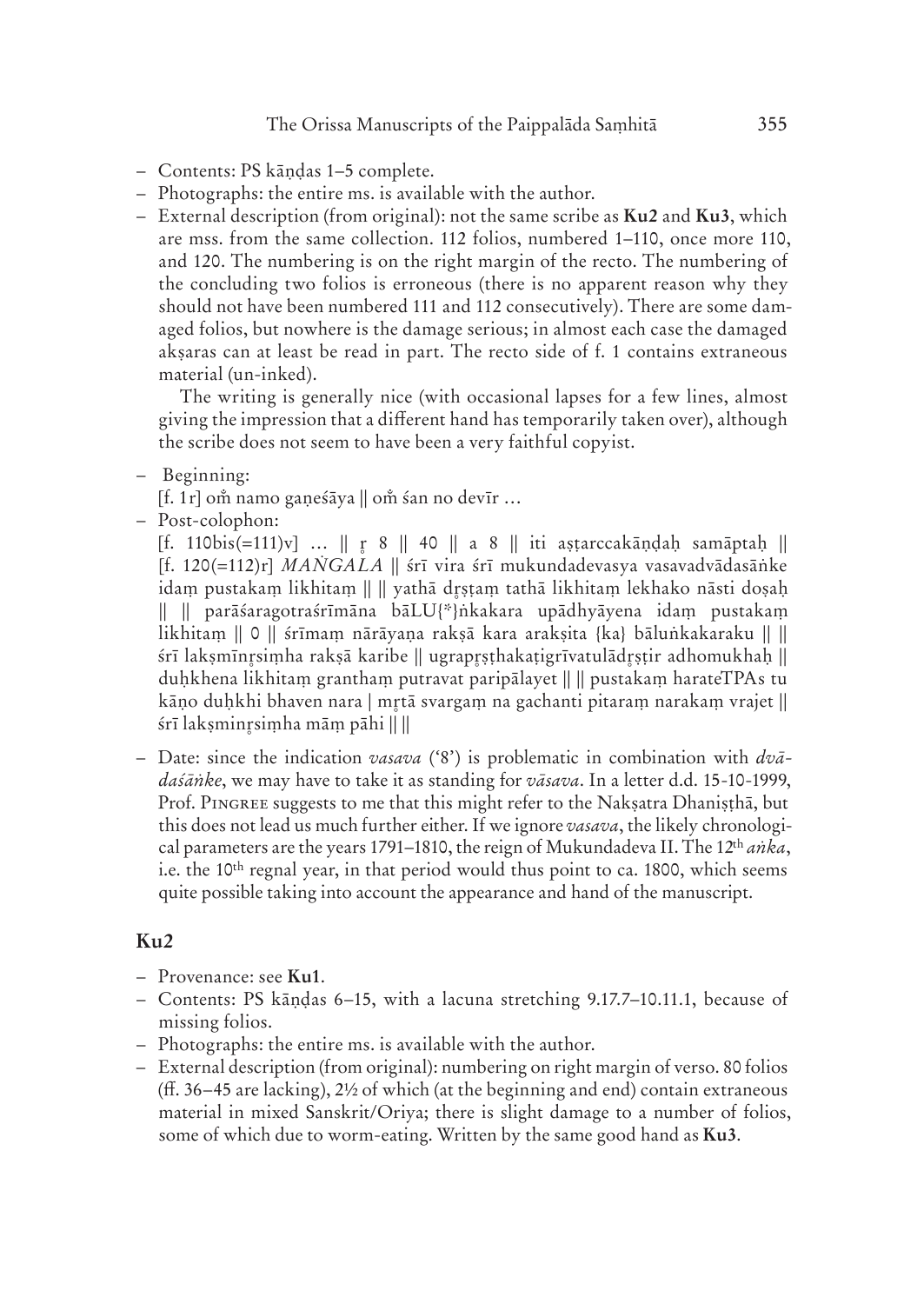- Contents: PS kāṇḍas 1–5 complete.
- Photographs: the entire ms. is available with the author.
- External description (from original): not the same scribe as **Ku2** and **Ku3**, which are mss. from the same collection. 112 folios, numbered 1–110, once more 110, and 120. The numbering is on the right margin of the recto. The numbering of the concluding two folios is erroneous (there is no apparent reason why they should not have been numbered 111 and 112 consecutively). There are some damaged folios, but nowhere is the damage serious; in almost each case the damaged akṣaras can at least be read in part. The recto side of f. 1 contains extraneous material (un-inked).

  The writing is generally nice (with occasional lapses for a few lines, almost giving the impression that a different hand has temporarily taken over), although the scribe does not seem to have been a very faithful copyist.

- Beginning:
  [f. 1r] oṁ namo gaṇeśāya || oṁ śan no devīr …
- Post-colophon:
  [f. 110bis(=111)v] … || ṛ 8 || 40 || a 8 || iti aṣṭarccakāṇḍaḥ samāptaḥ || [f. 120(=112)r] *MAṄGALA* || śrī vira śrī mukundadevasya vasavadvādasāṅke idaṃ pustakaṃ likhitaṃ || || yathā dṛṣṭaṃ tathā likhitaṃ lekhako nāsti doṣaḥ || || parāśaragotraśrīmāna bāLU{*}ṅkakara upādhyāyena idaṃ pustakaṃ likhitaṃ || 0 || śrīmaṃ nārāyaṇa rakṣā kara arakṣita {ka} bāluṅkakaraku || || śrī lakṣmīnṛsiṃha rakṣā karibe || ugrapṛṣṭhakaṭigrīvatulādṛṣṭir adhomukhaḥ || duḥkhena likhitaṃ granthaṃ putravat paripālayet || || pustakaṃ harateTPAs tu kāṇo duḥkhi bhaven nara | mṛtā svargaṃ na gachanti pitaraṃ narakaṃ vrajet || śrī lakṣminṛsiṃha māṃ pāhi || ||
- Date: since the indication *vasava* ('8') is problematic in combination with *dvādaśāṅke*, we may have to take it as standing for *vāsava*. In a letter d.d. 15-10-1999, Prof. Pingree suggests to me that this might refer to the Nakṣatra Dhaniṣṭhā, but this does not lead us much further either. If we ignore *vasava*, the likely chronological parameters are the years 1791–1810, the reign of Mukundadeva II. The 12th *aṅka*, i.e. the 10th regnal year, in that period would thus point to ca. 1800, which seems quite possible taking into account the appearance and hand of the manuscript.

## Ku2

- Provenance: see **Ku1**.
- Contents: PS kāṇḍas 6–15, with a lacuna stretching 9.17.7–10.11.1, because of missing folios.
- Photographs: the entire ms. is available with the author.
- External description (from original): numbering on right margin of verso. 80 folios (ff. 36–45 are lacking), 2½ of which (at the beginning and end) contain extraneous material in mixed Sanskrit/Oriya; there is slight damage to a number of folios, some of which due to worm-eating. Written by the same good hand as **Ku3**.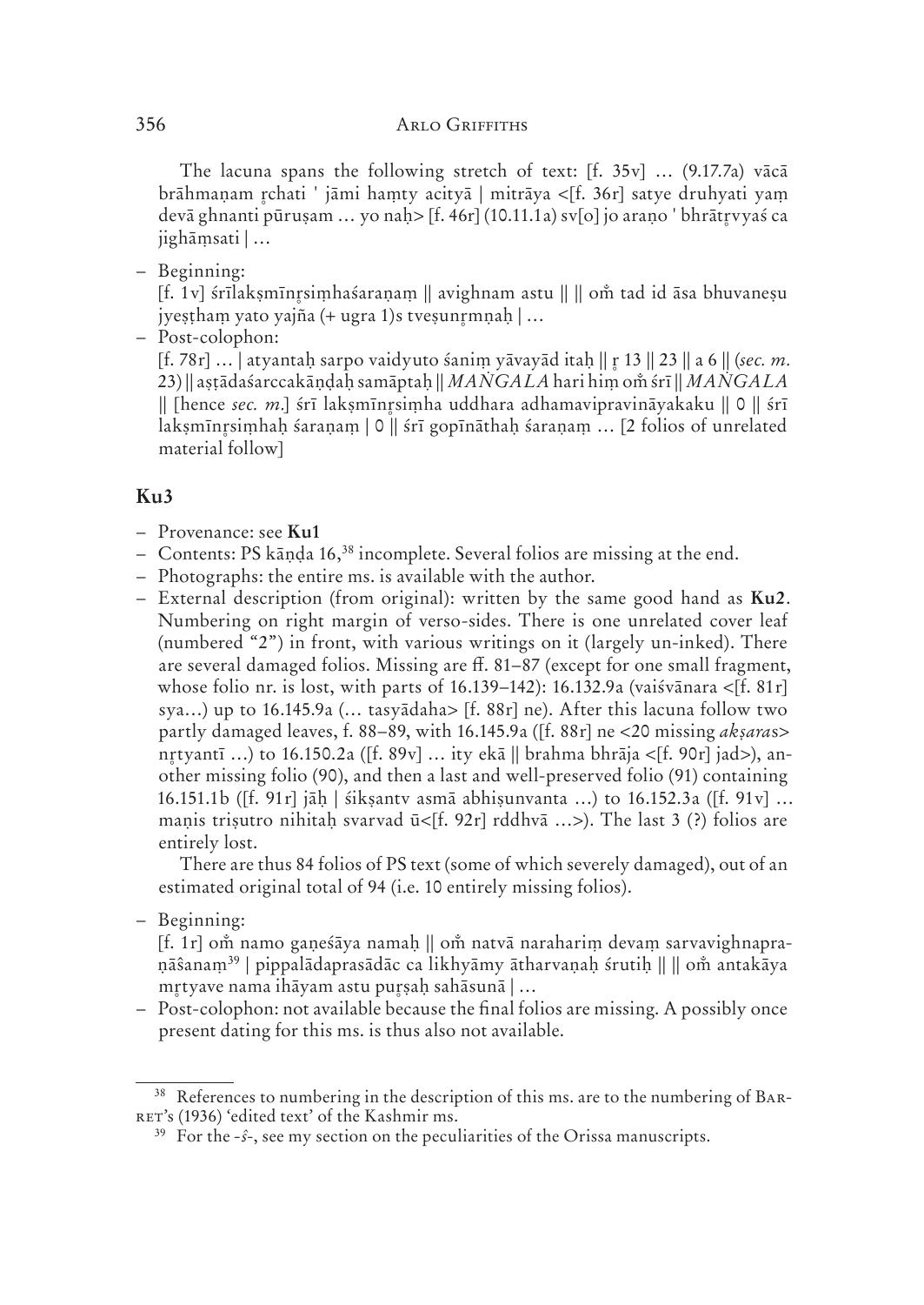The lacuna spans the following stretch of text: [f. 35v] … (9.17.7a) vācā brāhmaṇam r̥chati ' jāmi haṃty acityā | mitrāya <[f. 36r] satye druhyati yaṃ devā ghnanti pūruṣam … yo naḥ> [f. 46r] (10.11.1a) sv[o] jo araṇo ' bhrātr̥vyaś ca jighāṃsati | …

– Beginning:
[f. 1v] śrīlakṣmīnr̥siṃhaśaraṇaṃ || avighnam astu || || oṁ tad id āsa bhuvaneṣu jyeṣṭhaṃ yato yajña (+ ugra 1)s tveṣunr̥mṇaḥ | …

– Post-colophon:
[f. 78r] … | atyantaḥ sarpo vaidyuto śaniṃ yāvayād itaḥ || r̥ 13 || 23 || a 6 || (*sec. m.* 23) || aṣṭādaśarccakāṇḍaḥ samāptaḥ || *MAṄGALA* hari hiṃ oṁ śrī || *MAṄGALA* || [hence *sec. m.*] śrī lakṣmīnr̥siṃha uddhara adhamavipravināyakaku || 0 || śrī lakṣmīnr̥siṃhaḥ śaraṇaṃ | 0 || śrī gopīnāthaḥ śaraṇaṃ … [2 folios of unrelated material follow]

## Ku3

– Provenance: see **Ku1**

– Contents: PS kāṇḍa 16,[38] incomplete. Several folios are missing at the end.

– Photographs: the entire ms. is available with the author.

– External description (from original): written by the same good hand as **Ku2**. Numbering on right margin of verso-sides. There is one unrelated cover leaf (numbered "2") in front, with various writings on it (largely un-inked). There are several damaged folios. Missing are ff. 81–87 (except for one small fragment, whose folio nr. is lost, with parts of 16.139–142): 16.132.9a (vaiśvānara <[f. 81r] sya…) up to 16.145.9a (… tasyādaha> [f. 88r] ne). After this lacuna follow two partly damaged leaves, f. 88–89, with 16.145.9a ([f. 88r] ne <20 missing *akṣara*s> nr̥tyantī …) to 16.150.2a ([f. 89v] … ity ekā || brahma bhrāja <[f. 90r] jad>), another missing folio (90), and then a last and well-preserved folio (91) containing 16.151.1b ([f. 91r] jāḥ | śikṣantv asmā abhiṣunvanta …) to 16.152.3a ([f. 91v] … maṇis triṣutro nihitaḥ svarvad ū<[f. 92r] rddhvā …>). The last 3 (?) folios are entirely lost.

There are thus 84 folios of PS text (some of which severely damaged), out of an estimated original total of 94 (i.e. 10 entirely missing folios).

– Beginning:
[f. 1r] oṁ namo gaṇeśāya namaḥ || oṁ natvā narahariṃ devaṃ sarvavighnapraṇāŝanaṃ[39] | pippalādaprasādāc ca likhyāmy ātharvaṇaḥ śrutiḥ || || oṁ antakāya mr̥tyave nama ihāyam astu puṛṣaḥ sahāsunā | …

– Post-colophon: not available because the final folios are missing. A possibly once present dating for this ms. is thus also not available.

---

[38] References to numbering in the description of this ms. are to the numbering of BARRET's (1936) 'edited text' of the Kashmir ms.

[39] For the -*ŝ*-, see my section on the peculiarities of the Orissa manuscripts.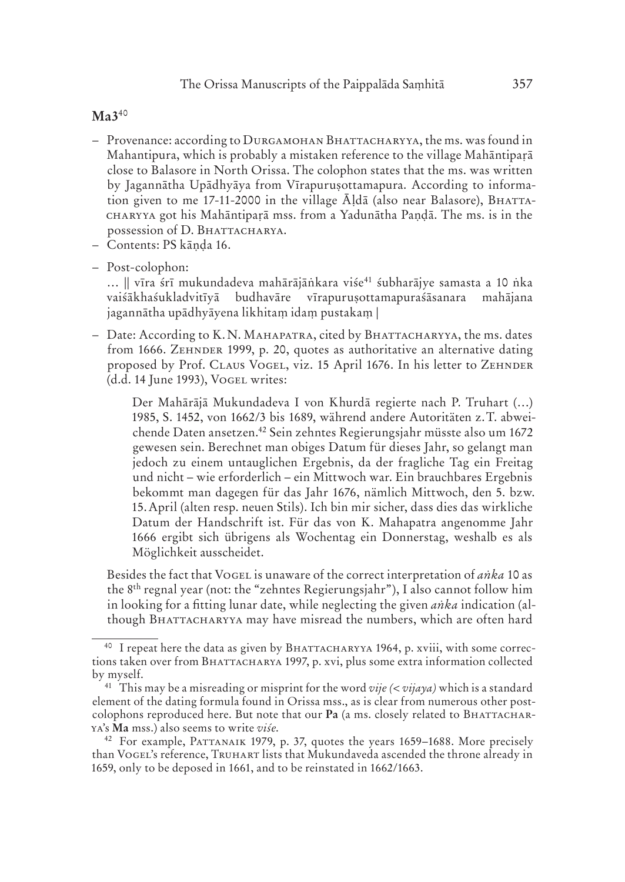**Ma3**[40]

- Provenance: according to DURGAMOHAN BHATTACHARYYA, the ms. was found in Mahantipura, which is probably a mistaken reference to the village Mahāntipaṛā close to Balasore in North Orissa. The colophon states that the ms. was written by Jagannātha Upādhyāya from Vīrapuruṣottamapura. According to information given to me 17-11-2000 in the village Āḷdā (also near Balasore), BHATTACHARYYA got his Mahāntipaṛā mss. from a Yadunātha Paṇḍā. The ms. is in the possession of D. BHATTACHARYA.
- Contents: PS kāṇḍa 16.
- Post-colophon:

  … || vīra śrī mukundadeva mahārājāṅkara viśe[41] śubharājye samasta a 10 ṅka vaiśākhaśukladvitīyā budhavāre vīrapuruṣottamapuraśāsanara mahājana jagannātha upādhyāyena likhitaṃ idaṃ pustakaṃ |

- Date: According to K. N. MAHAPATRA, cited by BHATTACHARYYA, the ms. dates from 1666. ZEHNDER 1999, p. 20, quotes as authoritative an alternative dating proposed by Prof. CLAUS VOGEL, viz. 15 April 1676. In his letter to ZEHNDER (d.d. 14 June 1993), VOGEL writes:

  > Der Mahārājā Mukundadeva I von Khurdā regierte nach P. Truhart (…) 1985, S. 1452, von 1662/3 bis 1689, während andere Autoritäten z.T. abweichende Daten ansetzen.[42] Sein zehntes Regierungsjahr müsste also um 1672 gewesen sein. Berechnet man obiges Datum für dieses Jahr, so gelangt man jedoch zu einem untauglichen Ergebnis, da der fragliche Tag ein Freitag und nicht – wie erforderlich – ein Mittwoch war. Ein brauchbares Ergebnis bekommt man dagegen für das Jahr 1676, nämlich Mittwoch, den 5. bzw. 15. April (alten resp. neuen Stils). Ich bin mir sicher, dass dies das wirkliche Datum der Handschrift ist. Für das von K. Mahapatra angenomme Jahr 1666 ergibt sich übrigens als Wochentag ein Donnerstag, weshalb es als Möglichkeit ausscheidet.

  Besides the fact that VOGEL is unaware of the correct interpretation of *aṅka* 10 as the 8th regnal year (not: the "zehntes Regierungsjahr"), I also cannot follow him in looking for a fitting lunar date, while neglecting the given *aṅka* indication (although BHATTACHARYYA may have misread the numbers, which are often hard

---

[40] I repeat here the data as given by BHATTACHARYYA 1964, p. xviii, with some corrections taken over from BHATTACHARYA 1997, p. xvi, plus some extra information collected by myself.

[41] This may be a misreading or misprint for the word *vije (< vijaya)* which is a standard element of the dating formula found in Orissa mss., as is clear from numerous other post-colophons reproduced here. But note that our **Pa** (a ms. closely related to BHATTACHARYA's **Ma** mss.) also seems to write *viśe*.

[42] For example, PATTANAIK 1979, p. 37, quotes the years 1659–1688. More precisely than VOGEL's reference, TRUHART lists that Mukundaveda ascended the throne already in 1659, only to be deposed in 1661, and to be reinstated in 1662/1663.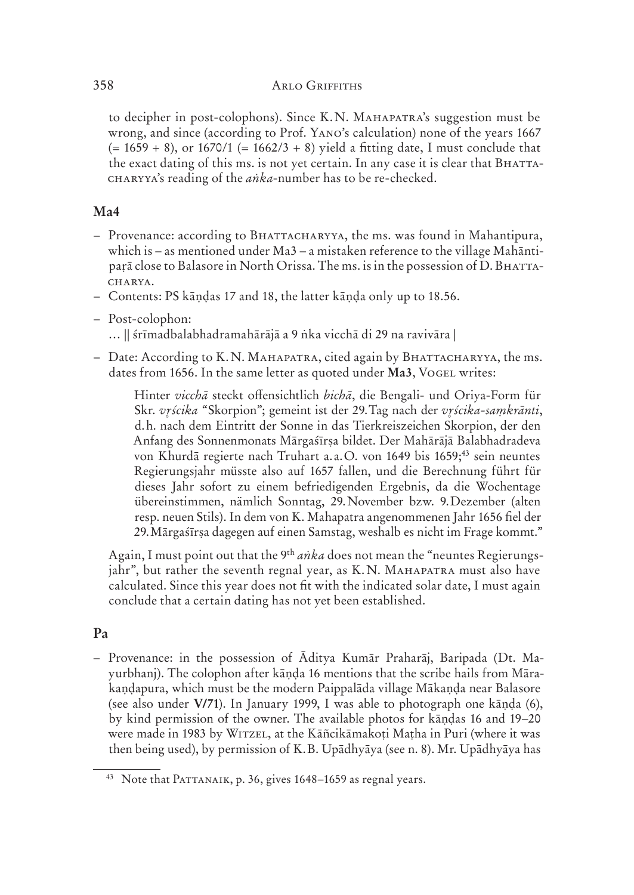to decipher in post-colophons). Since K.N. MAHAPATRA's suggestion must be wrong, and since (according to Prof. YANO's calculation) none of the years 1667 (= 1659 + 8), or 1670/1 (= 1662/3 + 8) yield a fitting date, I must conclude that the exact dating of this ms. is not yet certain. In any case it is clear that BHATTACHARYYA's reading of the *aṅka*-number has to be re-checked.

## Ma4

- Provenance: according to BHATTACHARYYA, the ms. was found in Mahantipura, which is – as mentioned under Ma3 – a mistaken reference to the village Mahāntipaṛā close to Balasore in North Orissa. The ms. is in the possession of D. BHATTACHARYA.
- Contents: PS kāṇḍas 17 and 18, the latter kāṇḍa only up to 18.56.
- Post-colophon:
  … || śrīmadbalabhadramahārājā a 9 ṅka vicchā di 29 na ravivāra |
- Date: According to K.N. MAHAPATRA, cited again by BHATTACHARYYA, the ms. dates from 1656. In the same letter as quoted under **Ma3**, VOGEL writes:

  > Hinter *vicchā* steckt offensichtlich *bichā*, die Bengali- und Oriya-Form für Skr. *vr̥ścika* "Skorpion"; gemeint ist der 29. Tag nach der *vr̥ścika-saṃkrānti*, d.h. nach dem Eintritt der Sonne in das Tierkreiszeichen Skorpion, der den Anfang des Sonnenmonats Mārgaśīrṣa bildet. Der Mahārājā Balabhadradeva von Khurdā regierte nach Truhart a.a.O. von 1649 bis 1659;[43] sein neuntes Regierungsjahr müsste also auf 1657 fallen, und die Berechnung führt für dieses Jahr sofort zu einem befriedigenden Ergebnis, da die Wochentage übereinstimmen, nämlich Sonntag, 29. November bzw. 9. Dezember (alten resp. neuen Stils). In dem von K. Mahapatra angenommenen Jahr 1656 fiel der 29. Mārgaśīrṣa dagegen auf einen Samstag, weshalb es nicht im Frage kommt."

  Again, I must point out that the 9th *aṅka* does not mean the "neuntes Regierungsjahr", but rather the seventh regnal year, as K.N. MAHAPATRA must also have calculated. Since this year does not fit with the indicated solar date, I must again conclude that a certain dating has not yet been established.

## Pa

- Provenance: in the possession of Āditya Kumār Praharāj, Baripada (Dt. Mayurbhanj). The colophon after kāṇḍa 16 mentions that the scribe hails from Mārakaṇḍapura, which must be the modern Paippalāda village Mākaṇḍa near Balasore (see also under **V/71**). In January 1999, I was able to photograph one kāṇḍa (6), by kind permission of the owner. The available photos for kāṇḍas 16 and 19–20 were made in 1983 by WITZEL, at the Kāñcikāmakoṭi Maṭha in Puri (where it was then being used), by permission of K.B. Upādhyāya (see n. 8). Mr. Upādhyāya has

---

[43] Note that PATTANAIK, p. 36, gives 1648–1659 as regnal years.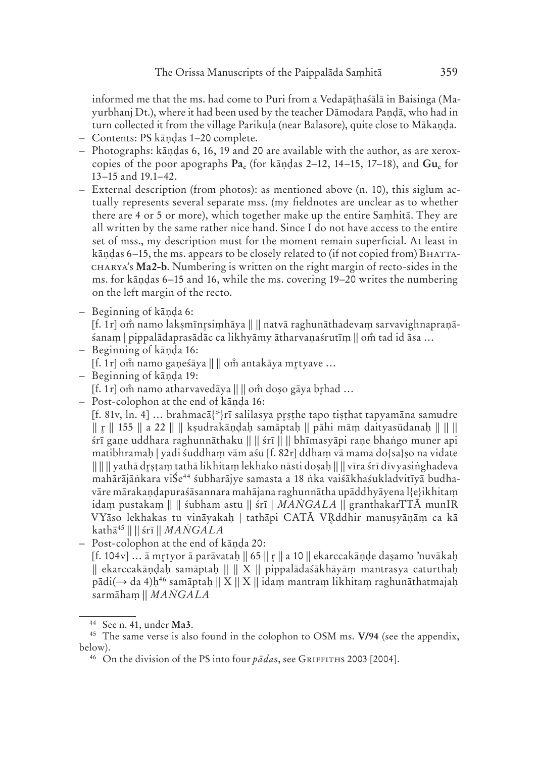informed me that the ms. had come to Puri from a Vedapāṭhaśālā in Baisinga (Mayurbhanj Dt.), where it had been used by the teacher Dāmodara Paṇḍā, who had in turn collected it from the village Parikuḷa (near Balasore), quite close to Mākaṇḍa.

- Contents: PS kāṇḍas 1–20 complete.
- Photographs: kāṇḍas 6, 16, 19 and 20 are available with the author, as are xeroxcopies of the poor apographs **Pa**$_{c}$ (for kāṇḍas 2–12, 14–15, 17–18), and **Gu**$_{c}$ for 13–15 and 19.1–42.
- External description (from photos): as mentioned above (n. 10), this siglum actually represents several separate mss. (my fieldnotes are unclear as to whether there are 4 or 5 or more), which together make up the entire Saṃhitā. They are all written by the same rather nice hand. Since I do not have access to the entire set of mss., my description must for the moment remain superficial. At least in kāṇḍas 6–15, the ms. appears to be closely related to (if not copied from) Bhattacharya's **Ma2-b**. Numbering is written on the right margin of recto-sides in the ms. for kāṇḍas 6–15 and 16, while the ms. covering 19–20 writes the numbering on the left margin of the recto.
- Beginning of kāṇḍa 6:
  [f. 1r] oṁ namo lakṣmīnr̥siṃhāya || || natvā raghunāthadevaṃ sarvavighnapraṇāśanaṃ | pippalādaprasādāc ca likhyāmy ātharvaṇaśrutīṃ || oṁ tad id āsa …
- Beginning of kāṇḍa 16:
  [f. 1r] oṁ namo gaṇeśāya || || oṁ antakāya mr̥tyave …
- Beginning of kāṇḍa 19:
  [f. 1r] oṁ namo atharvavedāya || || oṁ doṣo gāya br̥had …
- Post-colophon at the end of kāṇḍa 16:
  [f. 81v, ln. 4] … brahmacā{*}rī salilasya pr̥ṣṭhe tapo tiṣṭhat tapyamāna samudre || r̥ || 155 || a 22 || || kṣudrakāṇḍaḥ samāptaḥ || pāhi māṃ daityasūdanaḥ || || || śrī gaṇe uddhara raghunnāthaku || || śrī || || bhīmasyāpi raṇe bhaṅgo muner api matibhramaḥ | yadi śuddhaṃ vām aśu [f. 82r] ddhaṃ vā mama do{sa}ṣo na vidate || || || yathā dr̥ṣṭaṃ tathā likhitaṃ lekhako nāsti doṣaḥ || || vīra śrī dīvyasiṅghadeva mahārājāṅkara viŚe[44] śubharājye samasta a 18 ṅka vaiśākhaśukladvitīyā budhavāre mārakaṇḍapuraśāsannara mahājana raghunnātha upāddhyāyena l{e}ikhitaṃ idaṃ pustakaṃ || || śubham astu || śrī | *MAṄGALA* || granthakarTTĀ munIR VYāso lekhakas tu vināyakaḥ | tathāpi CATĀ VR̥ddhir manuṣyāṇāṃ ca kā kathā[45] || || śrī || *MAṄGALA*
- Post-colophon at the end of kāṇḍa 20:
  [f. 104v] … ā mr̥tyor ā parāvataḥ || 65 || r̥ || a 10 || ekarccakāṇḍe daṣamo 'nuvākaḥ || ekarccakāṇḍaḥ samāptaḥ || || X || pippalādaśākhāyāṃ mantrasya caturthaḥ pādi(→ da 4)ḥ[46] samāptaḥ || X || X || idaṃ mantraṃ likhitaṃ raghunāthatmajaḥ sarmāhaṃ || *MAṄGALA*

---

[44] See n. 41, under **Ma3**.

[45] The same verse is also found in the colophon to OSM ms. **V/94** (see the appendix, below).

[46] On the division of the PS into four *pāda*s, see Griffiths 2003 [2004].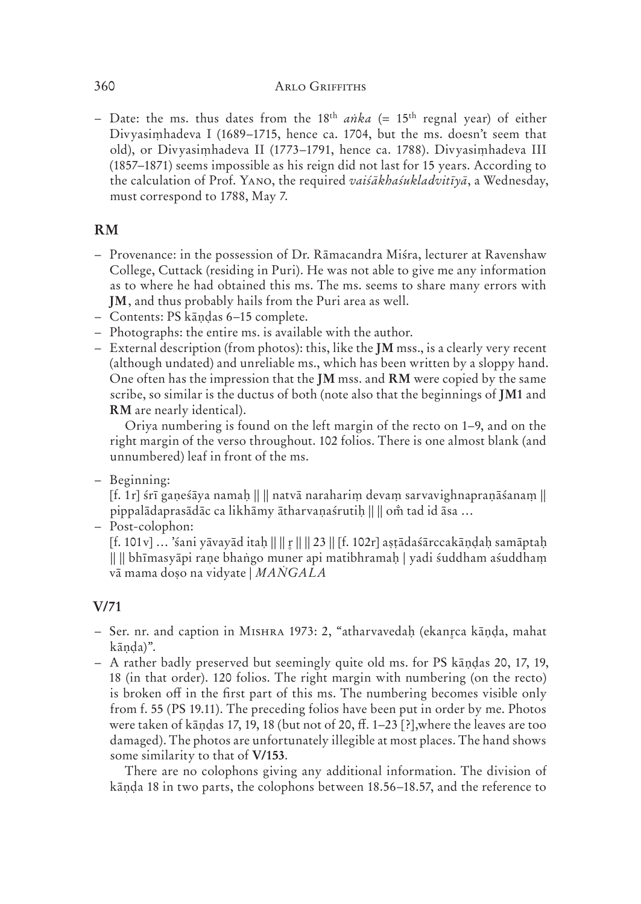– Date: the ms. thus dates from the 18th *aṅka* (= 15th regnal year) of either Divyasiṃhadeva I (1689–1715, hence ca. 1704, but the ms. doesn't seem that old), or Divyasiṃhadeva II (1773–1791, hence ca. 1788). Divyasiṃhadeva III (1857–1871) seems impossible as his reign did not last for 15 years. According to the calculation of Prof. Yano, the required *vaiśākhaśukladvitīyā*, a Wednesday, must correspond to 1788, May 7.

## RM

- Provenance: in the possession of Dr. Rāmacandra Miśra, lecturer at Ravenshaw College, Cuttack (residing in Puri). He was not able to give me any information as to where he had obtained this ms. The ms. seems to share many errors with **JM**, and thus probably hails from the Puri area as well.
- Contents: PS kāṇḍas 6–15 complete.
- Photographs: the entire ms. is available with the author.
- External description (from photos): this, like the **JM** mss., is a clearly very recent (although undated) and unreliable ms., which has been written by a sloppy hand. One often has the impression that the **JM** mss. and **RM** were copied by the same scribe, so similar is the ductus of both (note also that the beginnings of **JM1** and **RM** are nearly identical).

  Oriya numbering is found on the left margin of the recto on 1–9, and on the right margin of the verso throughout. 102 folios. There is one almost blank (and unnumbered) leaf in front of the ms.
- Beginning:
  [f. 1r] śrī gaṇeśāya namaḥ || || natvā narahariṃ devaṃ sarvavighnapraṇāśanaṃ || pippalādaprasādāc ca likhāmy ātharvaṇaśrutiḥ || || oṁ tad id āsa …
- Post-colophon:
  [f. 101v] … 'śani yāvayād itaḥ || || ṛ || || 23 || [f. 102r] aṣṭādaśārccakāṇḍaḥ samāptaḥ || || bhīmasyāpi raṇe bhaṅgo muner api matibhramaḥ | yadi śuddham aśuddhaṃ vā mama doṣo na vidyate | *MAṄGALA*

## V/71

- Ser. nr. and caption in Mishra 1973: 2, "atharvavedaḥ (ekanṛca kāṇḍa, mahat kāṇḍa)".
- A rather badly preserved but seemingly quite old ms. for PS kāṇḍas 20, 17, 19, 18 (in that order). 120 folios. The right margin with numbering (on the recto) is broken off in the first part of this ms. The numbering becomes visible only from f. 55 (PS 19.11). The preceding folios have been put in order by me. Photos were taken of kāṇḍas 17, 19, 18 (but not of 20, ff. 1–23 [?],where the leaves are too damaged). The photos are unfortunately illegible at most places. The hand shows some similarity to that of **V/153**.

  There are no colophons giving any additional information. The division of kāṇḍa 18 in two parts, the colophons between 18.56–18.57, and the reference to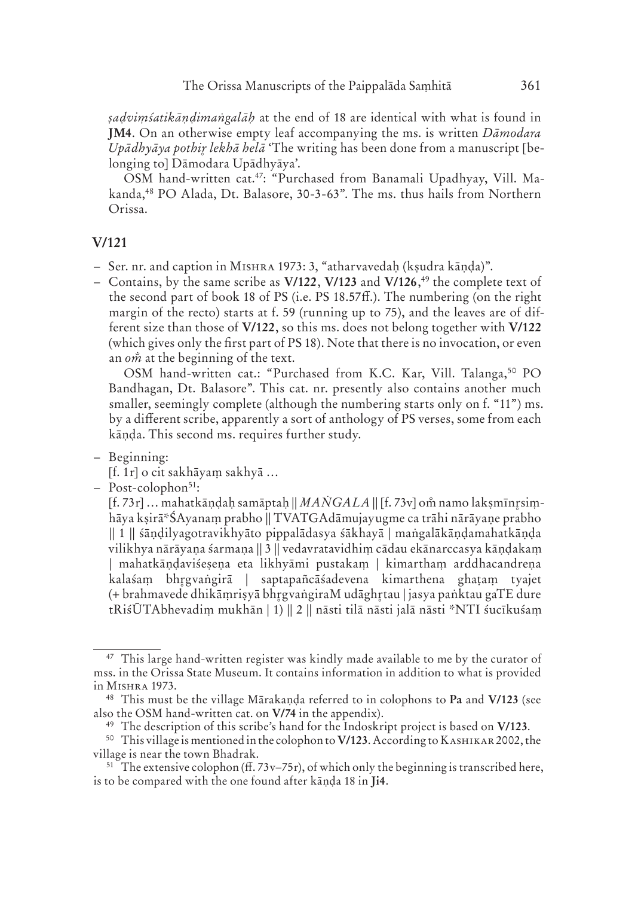*ṣaḍviṃśatikāṇḍimaṅgalāḥ* at the end of 18 are identical with what is found in **JM4**. On an otherwise empty leaf accompanying the ms. is written *Dāmodara Upādhyāya pothiḥ lekhā helā* 'The writing has been done from a manuscript [belonging to] Dāmodara Upādhyāya'.

OSM hand-written cat.[47]: "Purchased from Banamali Upadhyay, Vill. Makanda,[48] PO Alada, Dt. Balasore, 30-3-63". The ms. thus hails from Northern Orissa.

## V/121

- Ser. nr. and caption in MISHRA 1973: 3, "atharvavedaḥ (kṣudra kāṇḍa)".
- Contains, by the same scribe as **V/122**, **V/123** and **V/126**,[49] the complete text of the second part of book 18 of PS (i.e. PS 18.57ff.). The numbering (on the right margin of the recto) starts at f. 59 (running up to 75), and the leaves are of different size than those of **V/122**, so this ms. does not belong together with **V/122** (which gives only the first part of PS 18). Note that there is no invocation, or even an *oṁ* at the beginning of the text.

  OSM hand-written cat.: "Purchased from K.C. Kar, Vill. Talanga,[50] PO Bandhagan, Dt. Balasore". This cat. nr. presently also contains another much smaller, seemingly complete (although the numbering starts only on f. "11") ms. by a different scribe, apparently a sort of anthology of PS verses, some from each kāṇḍa. This second ms. requires further study.
- Beginning:
  [f. 1r] o cit sakhāyaṃ sakhyā …
- Post-colophon[51]:
  [f. 73r] … mahatkāṇḍaḥ samāptaḥ || *MAṄGALA* || [f. 73v] oṁ namo lakṣmīnṛsiṃhāya kṣirā*ŚAyanaṃ prabho || TVATGAdāmujayugme ca trāhi nārāyaṇe prabho || 1 || śāṇḍilyagotravikhyāto pippalādasya śākhayā | maṅgalākāṇḍamahatkāṇḍa vilikhya nārāyaṇa śarmaṇa || 3 || vedavratavidhiṃ cādau ekānarccasya kāṇḍakaṃ | mahatkāṇḍaviśeṣeṇa eta likhyāmi pustakaṃ | kimarthaṃ arddhacandreṇa kalaśaṃ bhṛgvaṅgirā | saptapañcāśadevena kimarthena ghaṭaṃ tyajet (+ brahmavede dhikāṃriṣyā bhṛgvaṅgiraM udāghṛtau | jasya paṅktau gaTE dure tRiśŪTAbhevadiṃ mukhān | 1) || 2 || nāsti tilā nāsti jalā nāsti *NTI śucīkuśaṃ

---

[47] This large hand-written register was kindly made available to me by the curator of mss. in the Orissa State Museum. It contains information in addition to what is provided in MISHRA 1973.

[48] This must be the village Mārakaṇḍa referred to in colophons to **Pa** and **V/123** (see also the OSM hand-written cat. on **V/74** in the appendix).

[49] The description of this scribe's hand for the Indoskript project is based on **V/123**.

[50] This village is mentioned in the colophon to **V/123**. According to KASHIKAR 2002, the village is near the town Bhadrak.

[51] The extensive colophon (ff. 73v–75r), of which only the beginning is transcribed here, is to be compared with the one found after kāṇḍa 18 in **Ji4**.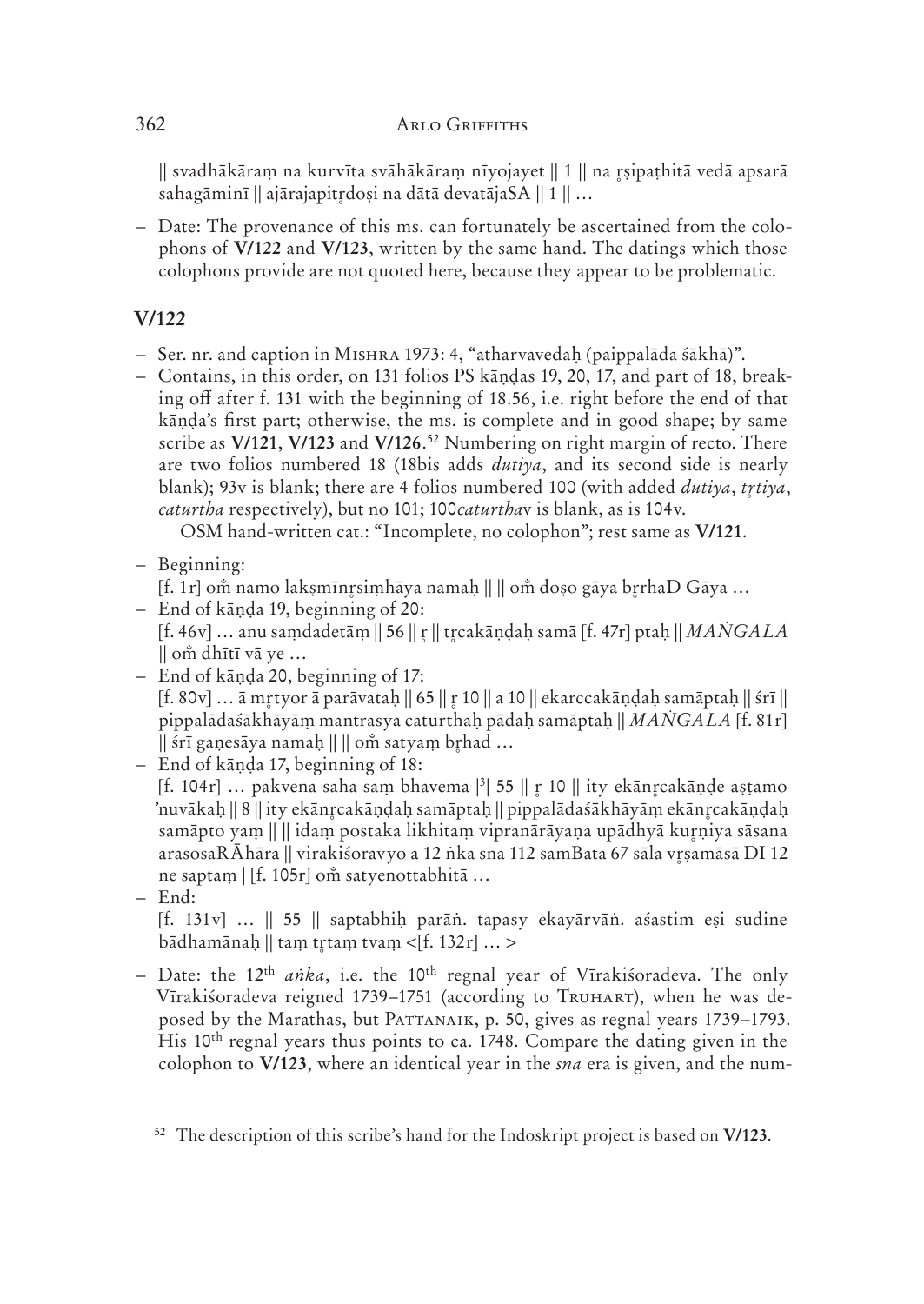|| svadhākāraṃ na kurvīta svāhākāraṃ nīyojayet || 1 || na r̥ṣipaṭhitā vedā apsarā sahagāminī || ajārajapitr̥doṣi na dātā devatājaSA || 1 || …

– Date: The provenance of this ms. can fortunately be ascertained from the colophons of **V/122** and **V/123**, written by the same hand. The datings which those colophons provide are not quoted here, because they appear to be problematic.

## V/122

– Ser. nr. and caption in Mishra 1973: 4, "atharvavedaḥ (paippalāda śākhā)".

– Contains, in this order, on 131 folios PS kāṇḍas 19, 20, 17, and part of 18, breaking off after f. 131 with the beginning of 18.56, i.e. right before the end of that kāṇḍa's first part; otherwise, the ms. is complete and in good shape; by same scribe as **V/121**, **V/123** and **V/126**.[52] Numbering on right margin of recto. There are two folios numbered 18 (18bis adds *dutiya*, and its second side is nearly blank); 93v is blank; there are 4 folios numbered 100 (with added *dutiya*, *tr̥tiya*, *caturtha* respectively), but no 101; 100*caturtha*v is blank, as is 104v.

  OSM hand-written cat.: "Incomplete, no colophon"; rest same as **V/121**.

– Beginning:
  [f. 1r] oṁ namo lakṣmīnr̥siṃhāya namaḥ || || oṁ doṣo gāya br̥rhaD Gāya …

– End of kāṇḍa 19, beginning of 20:
  [f. 46v] … anu saṃdadetāṃ || 56 || r̥ || tr̥cakāṇḍaḥ samā [f. 47r] ptaḥ || *MAṄGALA* || oṁ dhītī vā ye …

– End of kāṇḍa 20, beginning of 17:
  [f. 80v] … ā mr̥tyor ā parāvataḥ || 65 || r̥ 10 || a 10 || ekarccakāṇḍaḥ samāptaḥ || śrī || pippalādaśākhāyāṃ mantrasya caturthaḥ pādaḥ samāptaḥ || *MAṄGALA* [f. 81r] || śrī gaṇesāya namaḥ || || oṁ satyaṃ br̥had …

– End of kāṇḍa 17, beginning of 18:
  [f. 104r] … pakvena saha saṃ bhavema |[3]| 55 || r̥ 10 || ity ekānr̥cakāṇḍe aṣṭamo 'nuvākaḥ || 8 || ity ekānr̥cakāṇḍaḥ samāptaḥ || pippalādaśākhāyāṃ ekānr̥cakāṇḍaḥ samāpto yaṃ || || idaṃ postaka likhitaṃ vipranārāyaṇa upādhyā kuṛṇiya sāsana arasosaRĀhāra || virakiśoravyo a 12 ṅka sna 112 samBata 67 sāla vr̥ṣamāsā DI 12 ne saptaṃ | [f. 105r] oṁ satyenottabhitā …

– End:
  [f. 131v] … || 55 || saptabhiḥ parāṅ. tapasy ekayārvāṅ. aśastim eṣi sudine bādhamānaḥ || taṃ tr̥taṃ tvaṃ <[f. 132r] … >

– Date: the 12th *aṅka*, i.e. the 10th regnal year of Vīrakiśoradeva. The only Vīrakiśoradeva reigned 1739–1751 (according to Truhart), when he was deposed by the Marathas, but Pattanaik, p. 50, gives as regnal years 1739–1793. His 10th regnal years thus points to ca. 1748. Compare the dating given in the colophon to **V/123**, where an identical year in the *sna* era is given, and the num-

---

[52] The description of this scribe's hand for the Indoskript project is based on **V/123**.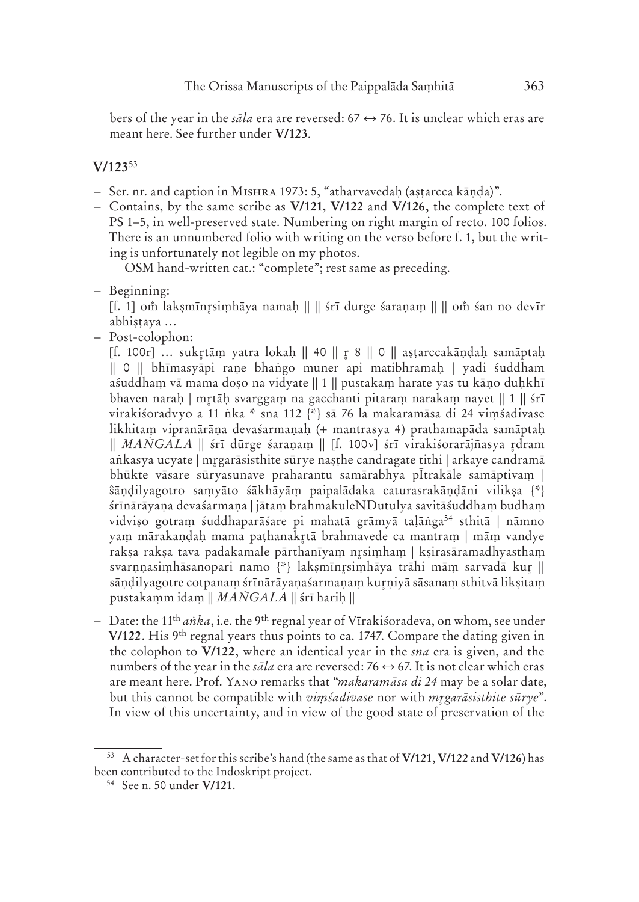bers of the year in the *sāla* era are reversed: 67 ↔ 76. It is unclear which eras are meant here. See further under **V/123**.

## V/123[53]

- Ser. nr. and caption in Mishra 1973: 5, "atharvavedaḥ (aṣṭarcca kāṇḍa)".
- Contains, by the same scribe as **V/121, V/122** and **V/126**, the complete text of PS 1–5, in well-preserved state. Numbering on right margin of recto. 100 folios. There is an unnumbered folio with writing on the verso before f. 1, but the writing is unfortunately not legible on my photos.

  OSM hand-written cat.: "complete"; rest same as preceding.
- Beginning:

  [f. 1] oṁ lakṣmīnṛsiṃhāya namaḥ || || śrī durge śaraṇaṃ || || oṁ śan no devīr abhiṣṭaya …
- Post-colophon:

  [f. 100r] … sukṛtāṃ yatra lokaḥ || 40 || ṛ 8 || 0 || aṣṭarccakāṇḍaḥ samāptaḥ || 0 || bhīmasyāpi raṇe bhaṅgo muner api matibhramaḥ | yadi śuddham aśuddhaṃ vā mama doṣo na vidyate || 1 || pustakaṃ harate yas tu kāṇo duḥkhī bhaven naraḥ | mṛtāḥ svarggaṃ na gacchanti pitaraṃ narakaṃ nayet || 1 || śrī virakiśoradvyo a 11 ṅka * sna 112 {*} sā 76 la makaramāsa di 24 viṃśadivase likhitaṃ vipranārāṇa devaśarmaṇaḥ (+ mantrasya 4) prathamapāda samāptaḥ || *MAṄGALA* || śrī dūrge śaraṇaṃ || [f. 100v] śrī virakiśorarājñasya ṛdram aṅkasya ucyate | mṛgarāsisthite sūrye naṣṭhe candragate tithi | arkaye candramā bhūkte vāsare sūryasunave praharantu samārabhya pĪtrakāle samāptivaṃ | ŝāṇḍilyagotro saṃyāto śākhāyāṃ paipalādaka caturasrakāṇḍāni vilikṣa {*} śrīnārāyaṇa devaśarmaṇa | jātaṃ brahmakuleNDutulya savitāśuddhaṃ budhaṃ vidviṣo gotraṃ śuddhaparāśare pi mahatā grāmyā taḷāṅga[54] sthitā | nāmno yaṃ mārakaṇḍaḥ mama paṭhanakṛtā brahmavede ca mantraṃ | māṃ vandye rakṣa rakṣa tava padakamale pārthanīyaṃ nṛsiṃhaṃ | kṣirasāramadhyasthaṃ svarṇṇasiṃhāsanopari namo {*} lakṣmīnṛsiṃhāya trāhi māṃ sarvadā kuṛ || sāṇḍilyagotre cotpanaṃ śrīnārāyaṇaśarmaṇaṃ kuṛṇiyā sāsanaṃ sthitvā likṣitaṃ pustakaṃm idaṃ || *MAṄGALA* || śrī hariḥ ||
- Date: the 11th *aṅka*, i.e. the 9th regnal year of Vīrakiśoradeva, on whom, see under **V/122**. His 9th regnal years thus points to ca. 1747. Compare the dating given in the colophon to **V/122**, where an identical year in the *sna* era is given, and the numbers of the year in the *sāla* era are reversed: 76 ↔ 67. It is not clear which eras are meant here. Prof. Yano remarks that "*makaramāsa di 24* may be a solar date, but this cannot be compatible with *viṃśadivase* nor with *mṛgarāsisthite sūrye*". In view of this uncertainty, and in view of the good state of preservation of the

---

[53] A character-set for this scribe's hand (the same as that of **V/121**, **V/122** and **V/126**) has been contributed to the Indoskript project.

[54] See n. 50 under **V/121**.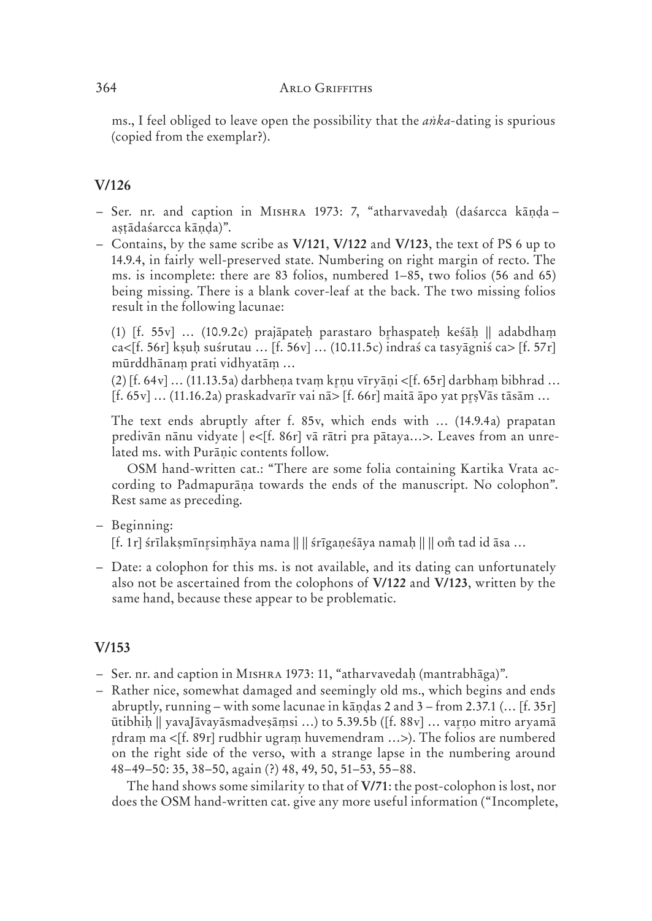ms., I feel obliged to leave open the possibility that the *aṅka*-dating is spurious (copied from the exemplar?).

## V/126

- Ser. nr. and caption in Mishra 1973: 7, "atharvavedaḥ (daśarcca kāṇḍa – aṣṭādaśarcca kāṇḍa)".
- Contains, by the same scribe as **V/121**, **V/122** and **V/123**, the text of PS 6 up to 14.9.4, in fairly well-preserved state. Numbering on right margin of recto. The ms. is incomplete: there are 83 folios, numbered 1–85, two folios (56 and 65) being missing. There is a blank cover-leaf at the back. The two missing folios result in the following lacunae:

  (1) [f. 55v] … (10.9.2c) prajāpateḥ parastaro bṛhaspateḥ keśāḥ || adabdhaṃ ca<[f. 56r] kṣuḥ suśrutau … [f. 56v] … (10.11.5c) indraś ca tasyāgniś ca> [f. 57r] mūrddhānaṃ prati vidhyatāṃ …

  (2) [f. 64v] … (11.13.5a) darbheṇa tvaṃ kṛṇu vīryāṇi <[f. 65r] darbhaṃ bibhrad … [f. 65v] … (11.16.2a) praskadvarīr vai nā> [f. 66r] maitā āpo yat pṛṣVās tāsām …

  The text ends abruptly after f. 85v, which ends with … (14.9.4a) prapatan predivān nānu vidyate | e<[f. 86r] vā rātri pra pātaya…>. Leaves from an unrelated ms. with Purāṇic contents follow.

  OSM hand-written cat.: "There are some folia containing Kartika Vrata according to Padmapurāṇa towards the ends of the manuscript. No colophon". Rest same as preceding.

- Beginning:
  [f. 1r] śrīlakṣmīnṛsiṃhāya nama || || śrīgaṇeśāya namaḥ || || oṁ tad id āsa …
- Date: a colophon for this ms. is not available, and its dating can unfortunately also not be ascertained from the colophons of **V/122** and **V/123**, written by the same hand, because these appear to be problematic.

## V/153

- Ser. nr. and caption in Mishra 1973: 11, "atharvavedaḥ (mantrabhāga)".
- Rather nice, somewhat damaged and seemingly old ms., which begins and ends abruptly, running – with some lacunae in kāṇḍas 2 and 3 – from 2.37.1 (… [f. 35r] ūtibhiḥ || yavaJāvayāsmadveṣāṃsi …) to 5.39.5b ([f. 88v] … varṇo mitro aryamā ṛdraṃ ma <[f. 89r] rudbhir ugraṃ huvemendram …>). The folios are numbered on the right side of the verso, with a strange lapse in the numbering around 48–49–50: 35, 38–50, again (?) 48, 49, 50, 51–53, 55–88.

  The hand shows some similarity to that of **V/71**: the post-colophon is lost, nor does the OSM hand-written cat. give any more useful information ("Incomplete,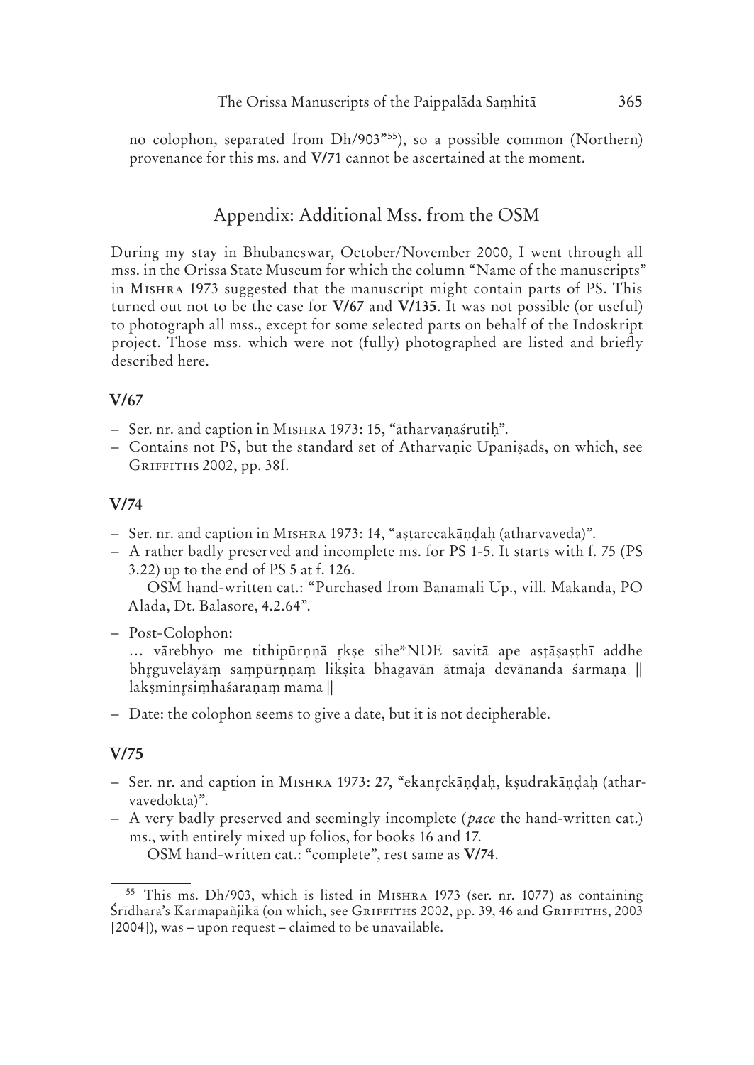no colophon, separated from Dh/903"[55]), so a possible common (Northern) provenance for this ms. and **V/71** cannot be ascertained at the moment.

## Appendix: Additional Mss. from the OSM

During my stay in Bhubaneswar, October/November 2000, I went through all mss. in the Orissa State Museum for which the column "Name of the manuscripts" in Mishra 1973 suggested that the manuscript might contain parts of PS. This turned out not to be the case for **V/67** and **V/135**. It was not possible (or useful) to photograph all mss., except for some selected parts on behalf of the Indoskript project. Those mss. which were not (fully) photographed are listed and briefly described here.

### V/67

- Ser. nr. and caption in Mishra 1973: 15, "ātharvaṇaśrutiḥ".
- Contains not PS, but the standard set of Atharvaṇic Upaniṣads, on which, see Griffiths 2002, pp. 38f.

### V/74

- Ser. nr. and caption in Mishra 1973: 14, "aṣṭarccakāṇḍaḥ (atharvaveda)".
- A rather badly preserved and incomplete ms. for PS 1-5. It starts with f. 75 (PS 3.22) up to the end of PS 5 at f. 126.

  OSM hand-written cat.: "Purchased from Banamali Up., vill. Makanda, PO Alada, Dt. Balasore, 4.2.64".
- Post-Colophon:

  ... vārebhyo me tithipūrṇṇā ṛkṣe sihe*NDE savitā ape aṣṭāṣaṣṭhī addhe bhṛguvelāyāṃ saṃpūrṇṇaṃ likṣita bhagavān ātmaja devānanda śarmaṇa || lakṣminṛsiṃhaśaraṇaṃ mama ||
- Date: the colophon seems to give a date, but it is not decipherable.

### V/75

- Ser. nr. and caption in Mishra 1973: 27, "ekanṛckāṇḍaḥ, kṣudrakāṇḍaḥ (atharvavedokta)".
- A very badly preserved and seemingly incomplete (*pace* the hand-written cat.) ms., with entirely mixed up folios, for books 16 and 17.

  OSM hand-written cat.: "complete", rest same as **V/74**.

---

[55] This ms. Dh/903, which is listed in Mishra 1973 (ser. nr. 1077) as containing Śrīdhara's Karmapañjikā (on which, see Griffiths 2002, pp. 39, 46 and Griffiths, 2003 [2004]), was – upon request – claimed to be unavailable.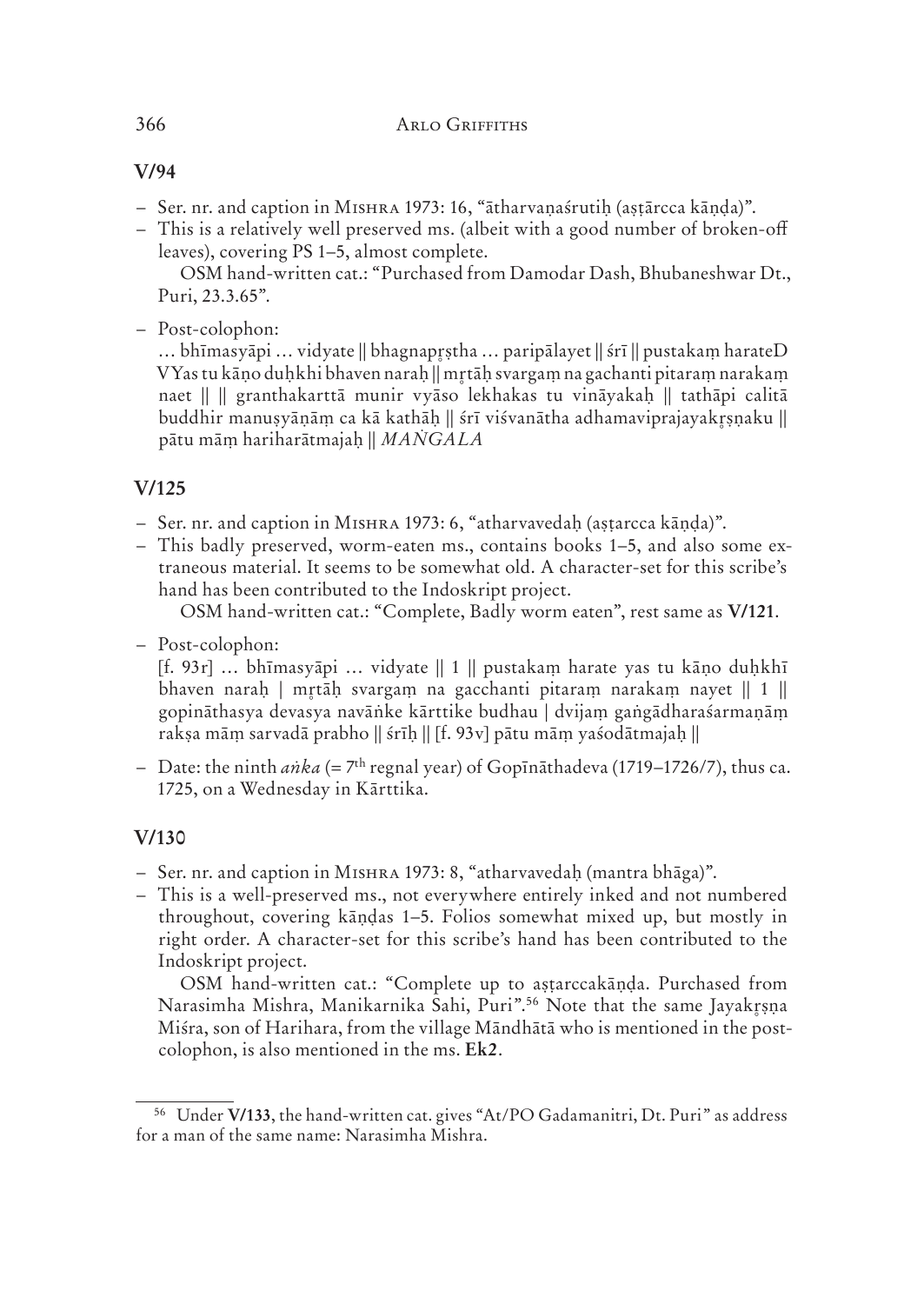## V/94

- Ser. nr. and caption in Mishra 1973: 16, "ātharvaṇaśrutiḥ (aṣṭārcca kāṇḍa)".
- This is a relatively well preserved ms. (albeit with a good number of broken-off leaves), covering PS 1–5, almost complete.

  OSM hand-written cat.: "Purchased from Damodar Dash, Bhubaneshwar Dt., Puri, 23.3.65".

- Post-colophon:

  … bhīmasyāpi … vidyate || bhagnapr̥ṣṭha … paripālayet || śrī || pustakaṃ harateD VYas tu kāṇo duḥkhi bhaven naraḥ || mr̥tāḥ svargaṃ na gachanti pitaraṃ narakaṃ naet || || granthakarttā munir vyāso lekhakas tu vināyakaḥ || tathāpi calitā buddhir manuṣyāṇāṃ ca kā kathāḥ || śrī viśvanātha adhamaviprajayakr̥ṣṇaku || pātu māṃ hariharātmajaḥ || *MAṄGALA*

## V/125

- Ser. nr. and caption in Mishra 1973: 6, "atharvavedaḥ (aṣṭarcca kāṇḍa)".
- This badly preserved, worm-eaten ms., contains books 1–5, and also some extraneous material. It seems to be somewhat old. A character-set for this scribe's hand has been contributed to the Indoskript project.

  OSM hand-written cat.: "Complete, Badly worm eaten", rest same as **V/121**.

- Post-colophon:

  [f. 93r] … bhīmasyāpi … vidyate || 1 || pustakaṃ harate yas tu kāṇo duḥkhī bhaven naraḥ | mr̥tāḥ svargaṃ na gacchanti pitaraṃ narakaṃ nayet || 1 || gopināthasya devasya navāṅke kārttike budhau | dvijaṃ gaṅgādharaśarmaṇāṃ rakṣa māṃ sarvadā prabho || śrīḥ || [f. 93v] pātu māṃ yaśodātmajaḥ ||

- Date: the ninth *aṅka* (= 7th regnal year) of Gopīnāthadeva (1719–1726/7), thus ca. 1725, on a Wednesday in Kārttika.

## V/130

- Ser. nr. and caption in Mishra 1973: 8, "atharvavedaḥ (mantra bhāga)".
- This is a well-preserved ms., not everywhere entirely inked and not numbered throughout, covering kāṇḍas 1–5. Folios somewhat mixed up, but mostly in right order. A character-set for this scribe's hand has been contributed to the Indoskript project.

  OSM hand-written cat.: "Complete up to aṣṭarccakāṇḍa. Purchased from Narasimha Mishra, Manikarnika Sahi, Puri".[56] Note that the same Jayakr̥ṣṇa Miśra, son of Harihara, from the village Māndhātā who is mentioned in the post-colophon, is also mentioned in the ms. **Ek2**.

[56] Under **V/133**, the hand-written cat. gives "At/PO Gadamanitri, Dt. Puri" as address for a man of the same name: Narasimha Mishra.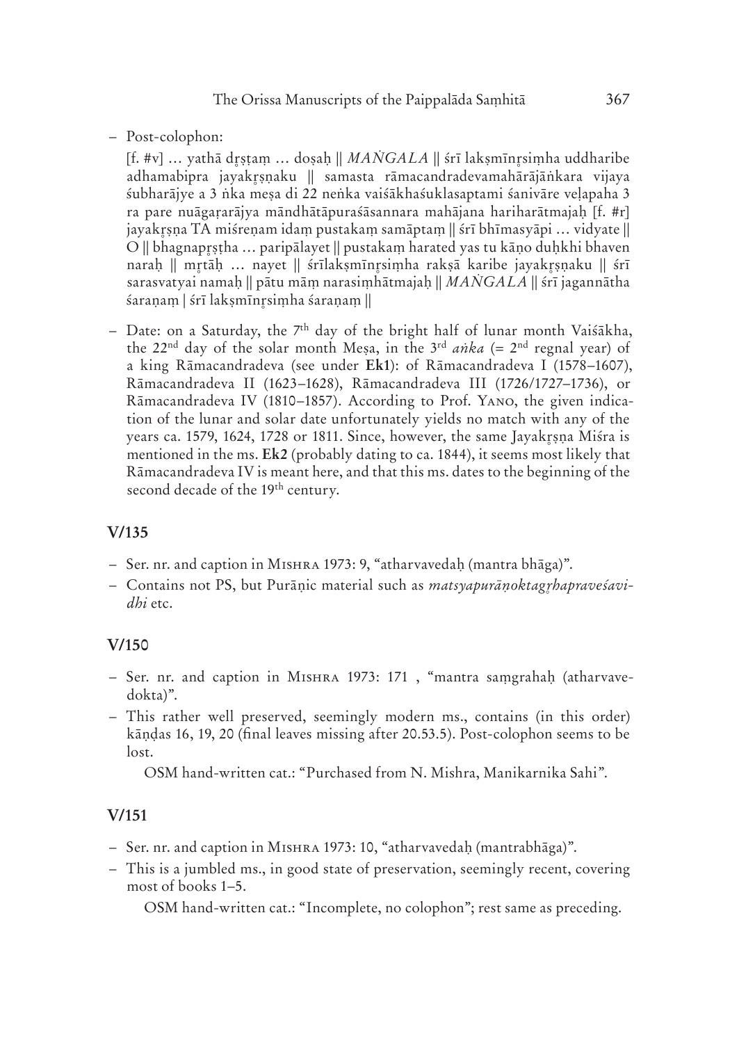– Post-colophon:

[f. #v] … yathā dr̥ṣṭaṃ … doṣaḥ || *MAṄGALA* || śrī lakṣmīnr̥siṃha uddharibe adhamabipra jayakr̥ṣṇaku || samasta rāmacandradevamahārājāṅkara vijaya śubharājye a 3 ṅka meṣa di 22 neṅka vaiśākhaśuklasaptami śanivāre veḷapaha 3 ra pare nuāgaṛarājya māndhātāpuraśāsannara mahājana hariharātmajaḥ [f. #r] jayakr̥ṣṇa TA miśreṇam idaṃ pustakaṃ samāptaṃ || śrī bhīmasyāpi … vidyate || O || bhagnapr̥ṣṭha … paripālayet || pustakaṃ harated yas tu kāṇo duḥkhi bhaven naraḥ || mr̥tāḥ … nayet || śrīlakṣmīnr̥siṃha rakṣā karibe jayakr̥ṣṇaku || śrī sarasvatyai namaḥ || pātu māṃ narasiṃhātmajaḥ || *MAṄGALA* || śrī jagannātha śaraṇaṃ | śrī lakṣmīnr̥siṃha śaraṇaṃ ||

– Date: on a Saturday, the 7th day of the bright half of lunar month Vaiśākha, the 22nd day of the solar month Meṣa, in the 3rd *aṅka* (= 2nd regnal year) of a king Rāmacandradeva (see under **Ek1**): of Rāmacandradeva I (1578–1607), Rāmacandradeva II (1623–1628), Rāmacandradeva III (1726/1727–1736), or Rāmacandradeva IV (1810–1857). According to Prof. Yano, the given indication of the lunar and solar date unfortunately yields no match with any of the years ca. 1579, 1624, 1728 or 1811. Since, however, the same Jayakr̥ṣṇa Miśra is mentioned in the ms. **Ek2** (probably dating to ca. 1844), it seems most likely that Rāmacandradeva IV is meant here, and that this ms. dates to the beginning of the second decade of the 19th century.

## V/135

– Ser. nr. and caption in Mishra 1973: 9, "atharvavedaḥ (mantra bhāga)".
– Contains not PS, but Purāṇic material such as *matsyapurāṇoktagr̥hapraveśavidhi* etc.

## V/150

– Ser. nr. and caption in Mishra 1973: 171 , "mantra saṃgrahaḥ (atharvavedokta)".
– This rather well preserved, seemingly modern ms., contains (in this order) kāṇḍas 16, 19, 20 (final leaves missing after 20.53.5). Post-colophon seems to be lost.

  OSM hand-written cat.: "Purchased from N. Mishra, Manikarnika Sahi".

## V/151

– Ser. nr. and caption in Mishra 1973: 10, "atharvavedaḥ (mantrabhāga)".
– This is a jumbled ms., in good state of preservation, seemingly recent, covering most of books 1–5.

  OSM hand-written cat.: "Incomplete, no colophon"; rest same as preceding.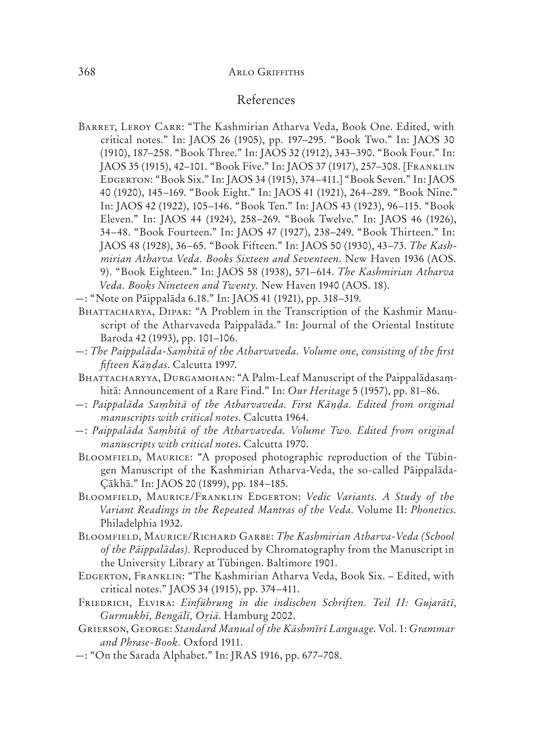## References

Barret, Leroy Carr: "The Kashmirian Atharva Veda, Book One. Edited, with critical notes." In: JAOS 26 (1905), pp. 197–295. "Book Two." In: JAOS 30 (1910), 187–258. "Book Three." In: JAOS 32 (1912), 343–390. "Book Four." In: JAOS 35 (1915), 42–101. "Book Five." In: JAOS 37 (1917), 257–308. [Franklin Edgerton: "Book Six." In: JAOS 34 (1915), 374–411.] "Book Seven." In: JAOS 40 (1920), 145–169. "Book Eight." In: JAOS 41 (1921), 264–289. "Book Nine." In: JAOS 42 (1922), 105–146. "Book Ten." In: JAOS 43 (1923), 96–115. "Book Eleven." In: JAOS 44 (1924), 258–269. "Book Twelve." In: JAOS 46 (1926), 34–48. "Book Fourteen." In: JAOS 47 (1927), 238–249. "Book Thirteen." In: JAOS 48 (1928), 36–65. "Book Fifteen." In: JAOS 50 (1930), 43–73. *The Kashmirian Atharva Veda. Books Sixteen and Seventeen.* New Haven 1936 (AOS. 9). "Book Eighteen." In: JAOS 58 (1938), 571–614. *The Kashmirian Atharva Veda. Books Nineteen and Twenty.* New Haven 1940 (AOS. 18).

—: "Note on Pāippalāda 6.18." In: JAOS 41 (1921), pp. 318–319.

Bhattacharya, Dipak: "A Problem in the Transcription of the Kashmir Manuscript of the Atharvaveda Paippalāda." In: Journal of the Oriental Institute Baroda 42 (1993), pp. 101–106.

—: *The Paippalāda-Saṃhitā of the Atharvaveda. Volume one, consisting of the first fifteen Kāṇḍas.* Calcutta 1997.

Bhattacharyya, Durgamohan: "A Palm-Leaf Manuscript of the Paippalādasaṃhitā: Announcement of a Rare Find." In: *Our Heritage* 5 (1957), pp. 81–86.

—: *Paippalāda Saṃhitā of the Atharvaveda. First Kāṇḍa. Edited from original manuscripts with critical notes.* Calcutta 1964.

—: *Paippalāda Saṃhitā of the Atharvaveda. Volume Two. Edited from original manuscripts with critical notes.* Calcutta 1970.

Bloomfield, Maurice: "A proposed photographic reproduction of the Tübingen Manuscript of the Kashmirian Atharva-Veda, the so-called Pāippalāda-Çākhā." In: JAOS 20 (1899), pp. 184–185.

Bloomfield, Maurice/Franklin Edgerton: *Vedic Variants. A Study of the Variant Readings in the Repeated Mantras of the Veda.* Volume II: *Phonetics.* Philadelphia 1932.

Bloomfield, Maurice/Richard Garbe: *The Kashmirian Atharva-Veda (School of the Pāippalādas).* Reproduced by Chromatography from the Manuscript in the University Library at Tübingen. Baltimore 1901.

Edgerton, Franklin: "The Kashmirian Atharva Veda, Book Six. – Edited, with critical notes." JAOS 34 (1915), pp. 374–411.

Friedrich, Elvira: *Einführung in die indischen Schriften. Teil II: Gujarātī, Gurmukhī, Bengālī, Oṛiā.* Hamburg 2002.

Grierson, George: *Standard Manual of the Kāshmīrī Language.* Vol. 1: *Grammar and Phrase-Book.* Oxford 1911.

—: "On the Sarada Alphabet." In: JRAS 1916, pp. 677–708.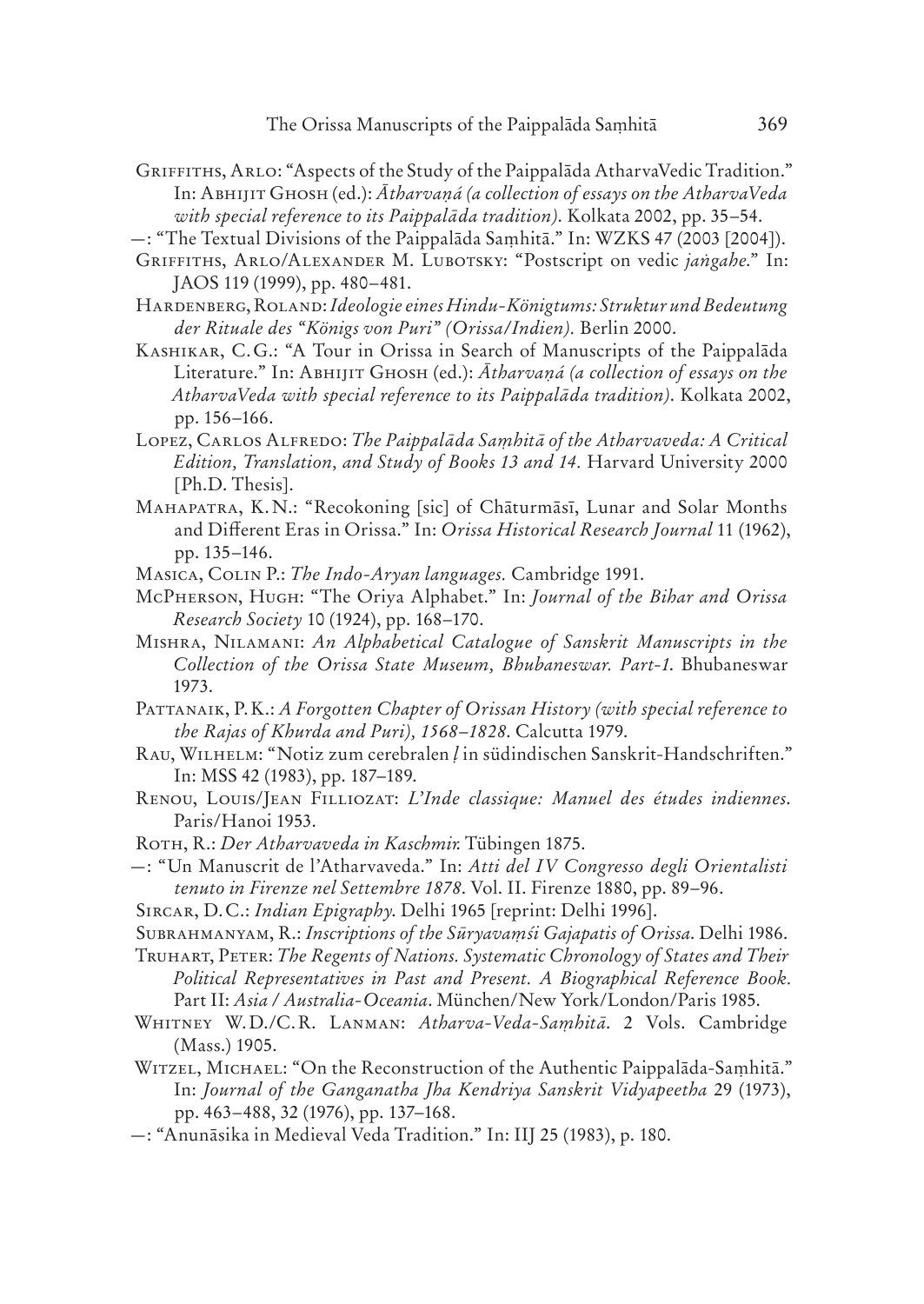Griffiths, Arlo: "Aspects of the Study of the Paippalāda AtharvaVedic Tradition." In: Abhijit Ghosh (ed.): *Ātharvaṇá (a collection of essays on the AtharvaVeda with special reference to its Paippalāda tradition)*. Kolkata 2002, pp. 35–54.

—: "The Textual Divisions of the Paippalāda Saṃhitā." In: WZKS 47 (2003 [2004]).

Griffiths, Arlo/Alexander M. Lubotsky: "Postscript on vedic *jaṅgahe*." In: JAOS 119 (1999), pp. 480–481.

Hardenberg, Roland: *Ideologie eines Hindu-Königtums: Struktur und Bedeutung der Rituale des "Königs von Puri" (Orissa/Indien).* Berlin 2000.

Kashikar, C. G.: "A Tour in Orissa in Search of Manuscripts of the Paippalāda Literature." In: Abhijit Ghosh (ed.): *Ātharvaṇá (a collection of essays on the AtharvaVeda with special reference to its Paippalāda tradition)*. Kolkata 2002, pp. 156–166.

Lopez, Carlos Alfredo: *The Paippalāda Saṃhitā of the Atharvaveda: A Critical Edition, Translation, and Study of Books 13 and 14.* Harvard University 2000 [Ph.D. Thesis].

Mahapatra, K. N.: "Recokoning [sic] of Chāturmāsī, Lunar and Solar Months and Different Eras in Orissa." In: *Orissa Historical Research Journal* 11 (1962), pp. 135–146.

Masica, Colin P.: *The Indo-Aryan languages.* Cambridge 1991.

McPherson, Hugh: "The Oriya Alphabet." In: *Journal of the Bihar and Orissa Research Society* 10 (1924), pp. 168–170.

Mishra, Nilamani: *An Alphabetical Catalogue of Sanskrit Manuscripts in the Collection of the Orissa State Museum, Bhubaneswar. Part-1.* Bhubaneswar 1973.

Pattanaik, P. K.: *A Forgotten Chapter of Orissan History (with special reference to the Rajas of Khurda and Puri), 1568–1828*. Calcutta 1979.

Rau, Wilhelm: "Notiz zum cerebralen *ḷ* in südindischen Sanskrit-Handschriften." In: MSS 42 (1983), pp. 187–189.

Renou, Louis/Jean Filliozat: *L'Inde classique: Manuel des études indiennes.* Paris/Hanoi 1953.

Roth, R.: *Der Atharvaveda in Kaschmir.* Tübingen 1875.

—: "Un Manuscrit de l'Atharvaveda." In: *Atti del IV Congresso degli Orientalisti tenuto in Firenze nel Settembre 1878*. Vol. II. Firenze 1880, pp. 89–96.

Sircar, D. C.: *Indian Epigraphy.* Delhi 1965 [reprint: Delhi 1996].

Subrahmanyam, R.: *Inscriptions of the Sūryavaṃśi Gajapatis of Orissa*. Delhi 1986.

Truhart, Peter: *The Regents of Nations. Systematic Chronology of States and Their Political Representatives in Past and Present. A Biographical Reference Book.* Part II: *Asia / Australia-Oceania*. München/New York/London/Paris 1985.

Whitney W. D./C. R. Lanman: *Atharva-Veda-Saṃhitā.* 2 Vols. Cambridge (Mass.) 1905.

Witzel, Michael: "On the Reconstruction of the Authentic Paippalāda-Saṃhitā." In: *Journal of the Ganganatha Jha Kendriya Sanskrit Vidyapeetha* 29 (1973), pp. 463–488, 32 (1976), pp. 137–168.

—: "Anunāsika in Medieval Veda Tradition." In: IIJ 25 (1983), p. 180.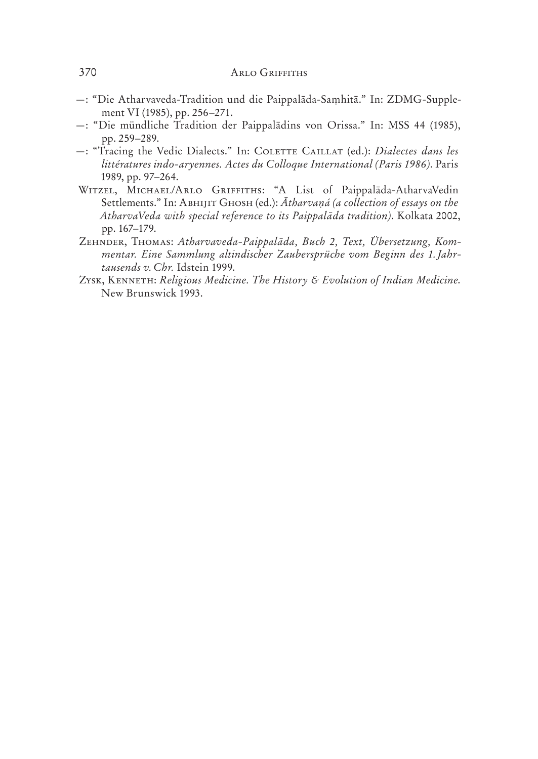—: "Die Atharvaveda-Tradition und die Paippalāda-Saṃhitā." In: ZDMG-Supplement VI (1985), pp. 256–271.

—: "Die mündliche Tradition der Paippalādins von Orissa." In: MSS 44 (1985), pp. 259–289.

—: "Tracing the Vedic Dialects." In: Colette Caillat (ed.): *Dialectes dans les littératures indo-aryennes. Actes du Colloque International (Paris 1986)*. Paris 1989, pp. 97–264.

Witzel, Michael/Arlo Griffiths: "A List of Paippalāda-AtharvaVedin Settlements." In: Abhijit Ghosh (ed.): *Ātharvaṇá (a collection of essays on the AtharvaVeda with special reference to its Paippalāda tradition)*. Kolkata 2002, pp. 167–179.

Zehnder, Thomas: *Atharvaveda-Paippalāda, Buch 2, Text, Übersetzung, Kommentar. Eine Sammlung altindischer Zaubersprüche vom Beginn des 1. Jahrtausends v. Chr.* Idstein 1999.

Zysk, Kenneth: *Religious Medicine. The History & Evolution of Indian Medicine.* New Brunswick 1993.